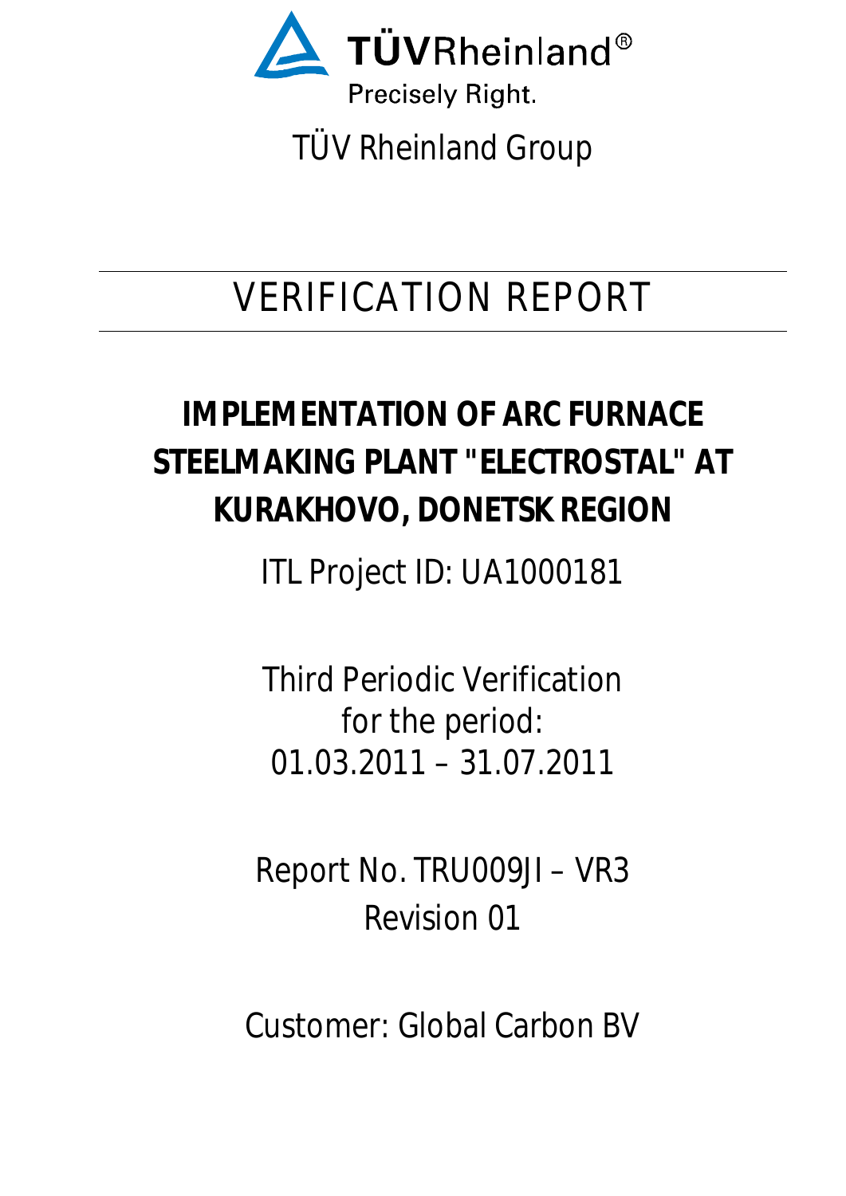TÜVRheinland®

Precisely Right.

TÜV Rheinland Group

# VERIFICATION REPORT

## IMPLEMENTATION OF ARC FURNACE STEELMAKING PLANT "ELECTROSTAL" AT KURAKHOVO, DONETSK REGION

ITL Project ID: UA1000181

Third Periodic Verification
for the period:
01.03.2011 – 31.07.2011

Report No. TRU009JI – VR3
Revision 01

Customer: Global Carbon BV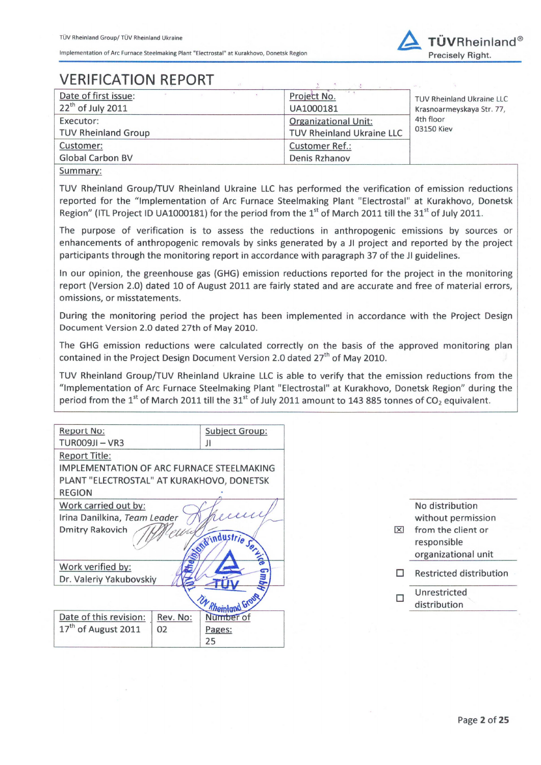# VERIFICATION REPORT

| Date of first issue:<br>22th of July 2011 | Project No.<br>UA1000181 | TUV Rheinland Ukraine LLC<br>Krasnoarmeyskaya Str. 77,<br>4th floor<br>03150 Kiev |
|---|---|---|
| Executor:<br>TUV Rheinland Group | Organizational Unit:<br>TUV Rheinland Ukraine LLC | |
| Customer:<br>Global Carbon BV | Customer Ref.:<br>Denis Rzhanov | |

**Summary:**

TUV Rheinland Group/TUV Rheinland Ukraine LLC has performed the verification of emission reductions reported for the "Implementation of Arc Furnace Steelmaking Plant "Electrostal" at Kurakhovo, Donetsk Region" (ITL Project ID UA1000181) for the period from the 1st of March 2011 till the 31st of July 2011.

The purpose of verification is to assess the reductions in anthropogenic emissions by sources or enhancements of anthropogenic removals by sinks generated by a JI project and reported by the project participants through the monitoring report in accordance with paragraph 37 of the JI guidelines.

In our opinion, the greenhouse gas (GHG) emission reductions reported for the project in the monitoring report (Version 2.0) dated 10 of August 2011 are fairly stated and are accurate and free of material errors, omissions, or misstatements.

During the monitoring period the project has been implemented in accordance with the Project Design Document Version 2.0 dated 27th of May 2010.

The GHG emission reductions were calculated correctly on the basis of the approved monitoring plan contained in the Project Design Document Version 2.0 dated 27th of May 2010.

TUV Rheinland Group/TUV Rheinland Ukraine LLC is able to verify that the emission reductions from the "Implementation of Arc Furnace Steelmaking Plant "Electrostal" at Kurakhovo, Donetsk Region" during the period from the 1st of March 2011 till the 31st of July 2011 amount to 143 885 tonnes of $CO_2$ equivalent.

| Report No:<br>TUR009JI – VR3 | | Subject Group:<br>JI |
|---|---|---|
| Report Title:<br>IMPLEMENTATION OF ARC FURNACE STEELMAKING PLANT "ELECTROSTAL" AT KURAKHOVO, DONETSK REGION | | |
| Work carried out by:<br>Irina Danilkina, *Team Leader*<br>Dmitry Rakovich | | |
| Work verified by:<br>Dr. Valeriy Yakubovskiy | | |
| Date of this revision:<br>17th of August 2011 | Rev. No:<br>02 | Number of Pages:<br>25 |

- [x] No distribution without permission from the client or responsible organizational unit
- [ ] Restricted distribution
- [ ] Unrestricted distribution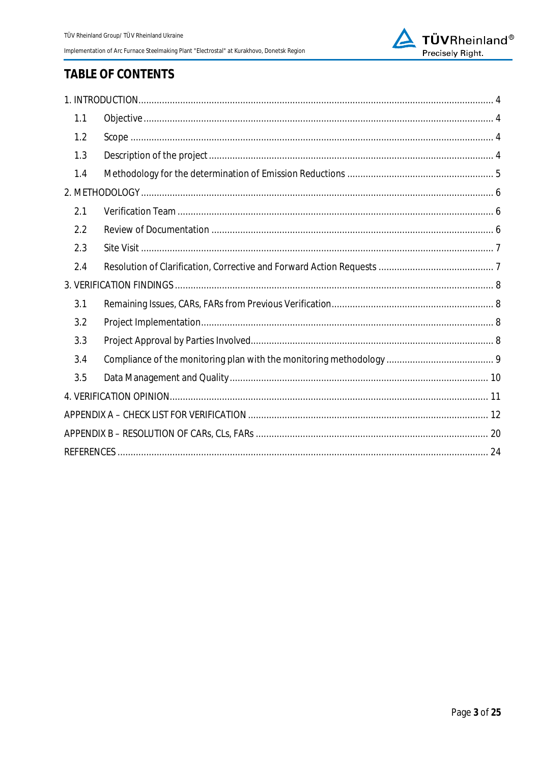# TABLE OF CONTENTS

1. INTRODUCTION ..... 4
   - 1.1 Objective ..... 4
   - 1.2 Scope ..... 4
   - 1.3 Description of the project ..... 4
   - 1.4 Methodology for the determination of Emission Reductions ..... 5
2. METHODOLOGY ..... 6
   - 2.1 Verification Team ..... 6
   - 2.2 Review of Documentation ..... 6
   - 2.3 Site Visit ..... 7
   - 2.4 Resolution of Clarification, Corrective and Forward Action Requests ..... 7
3. VERIFICATION FINDINGS ..... 8
   - 3.1 Remaining Issues, CARs, FARs from Previous Verification ..... 8
   - 3.2 Project Implementation ..... 8
   - 3.3 Project Approval by Parties Involved ..... 8
   - 3.4 Compliance of the monitoring plan with the monitoring methodology ..... 9
   - 3.5 Data Management and Quality ..... 10
4. VERIFICATION OPINION ..... 11

APPENDIX A – CHECK LIST FOR VERIFICATION ..... 12

APPENDIX B – RESOLUTION OF CARs, CLs, FARs ..... 20

REFERENCES ..... 24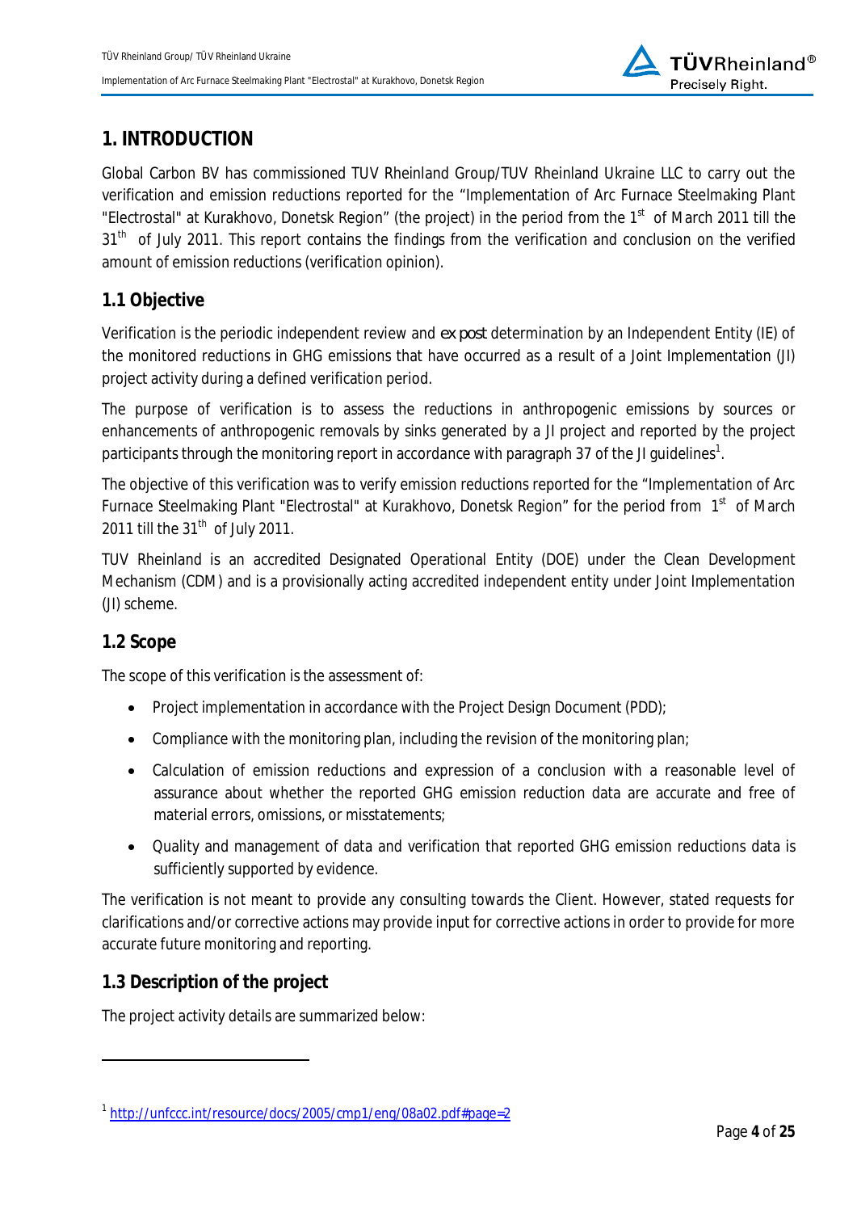# 1. INTRODUCTION

Global Carbon BV has commissioned TUV Rheinland Group/TUV Rheinland Ukraine LLC to carry out the verification and emission reductions reported for the "Implementation of Arc Furnace Steelmaking Plant "Electrostal" at Kurakhovo, Donetsk Region" (the project) in the period from the 1st of March 2011 till the 31th of July 2011. This report contains the findings from the verification and conclusion on the verified amount of emission reductions (verification opinion).

## 1.1 Objective

Verification is the periodic independent review and *ex post* determination by an Independent Entity (IE) of the monitored reductions in GHG emissions that have occurred as a result of a Joint Implementation (JI) project activity during a defined verification period.

The purpose of verification is to assess the reductions in anthropogenic emissions by sources or enhancements of anthropogenic removals by sinks generated by a JI project and reported by the project participants through the monitoring report in accordance with paragraph 37 of the JI guidelines[1].

The objective of this verification was to verify emission reductions reported for the "Implementation of Arc Furnace Steelmaking Plant "Electrostal" at Kurakhovo, Donetsk Region" for the period from 1st of March 2011 till the 31th of July 2011.

TUV Rheinland is an accredited Designated Operational Entity (DOE) under the Clean Development Mechanism (CDM) and is a provisionally acting accredited independent entity under Joint Implementation (JI) scheme.

## 1.2 Scope

The scope of this verification is the assessment of:

- Project implementation in accordance with the Project Design Document (PDD);
- Compliance with the monitoring plan, including the revision of the monitoring plan;
- Calculation of emission reductions and expression of a conclusion with a reasonable level of assurance about whether the reported GHG emission reduction data are accurate and free of material errors, omissions, or misstatements;
- Quality and management of data and verification that reported GHG emission reductions data is sufficiently supported by evidence.

The verification is not meant to provide any consulting towards the Client. However, stated requests for clarifications and/or corrective actions may provide input for corrective actions in order to provide for more accurate future monitoring and reporting.

## 1.3 Description of the project

The project activity details are summarized below:

[1] http://unfccc.int/resource/docs/2005/cmp1/eng/08a02.pdf#page=2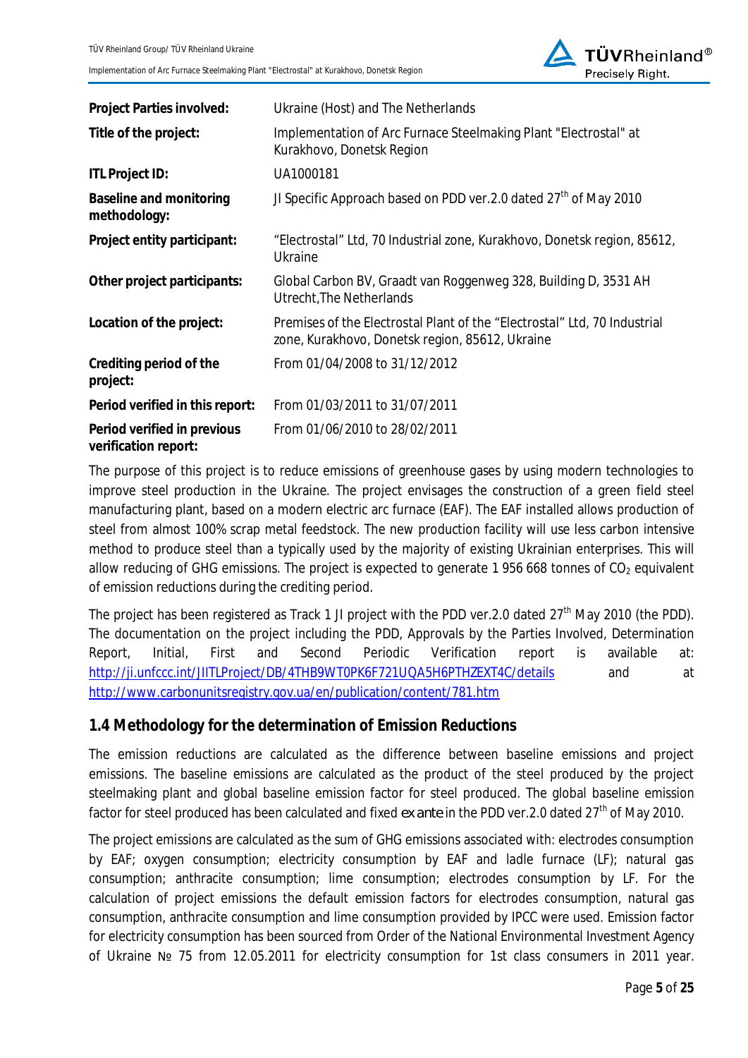| Project Parties involved: | Ukraine (Host) and The Netherlands |
|---|---|
| Title of the project: | Implementation of Arc Furnace Steelmaking Plant "Electrostal" at Kurakhovo, Donetsk Region |
| ITL Project ID: | UA1000181 |
| Baseline and monitoring methodology: | JI Specific Approach based on PDD ver.2.0 dated 27th of May 2010 |
| Project entity participant: | "Electrostal" Ltd, 70 Industrial zone, Kurakhovo, Donetsk region, 85612, Ukraine |
| Other project participants: | Global Carbon BV, Graadt van Roggenweg 328, Building D, 3531 AH Utrecht,The Netherlands |
| Location of the project: | Premises of the Electrostal Plant of the "Electrostal" Ltd, 70 Industrial zone, Kurakhovo, Donetsk region, 85612, Ukraine |
| Crediting period of the project: | From 01/04/2008 to 31/12/2012 |
| Period verified in this report: | From 01/03/2011 to 31/07/2011 |
| Period verified in previous verification report: | From 01/06/2010 to 28/02/2011 |

The purpose of this project is to reduce emissions of greenhouse gases by using modern technologies to improve steel production in the Ukraine. The project envisages the construction of a green field steel manufacturing plant, based on a modern electric arc furnace (EAF). The EAF installed allows production of steel from almost 100% scrap metal feedstock. The new production facility will use less carbon intensive method to produce steel than a typically used by the majority of existing Ukrainian enterprises. This will allow reducing of GHG emissions. The project is expected to generate 1 956 668 tonnes of $CO_2$ equivalent of emission reductions during the crediting period.

The project has been registered as Track 1 JI project with the PDD ver.2.0 dated 27th May 2010 (the PDD). The documentation on the project including the PDD, Approvals by the Parties Involved, Determination Report, Initial, First and Second Periodic Verification report is available at: http://ji.unfccc.int/JIITLProject/DB/4THB9WT0PK6F721UQA5H6PTHZEXT4C/details and at http://www.carbonunitsregistry.gov.ua/en/publication/content/781.htm

## 1.4 Methodology for the determination of Emission Reductions

The emission reductions are calculated as the difference between baseline emissions and project emissions. The baseline emissions are calculated as the product of the steel produced by the project steelmaking plant and global baseline emission factor for steel produced. The global baseline emission factor for steel produced has been calculated and fixed *ex ante* in the PDD ver.2.0 dated 27th of May 2010.

The project emissions are calculated as the sum of GHG emissions associated with: electrodes consumption by EAF; oxygen consumption; electricity consumption by EAF and ladle furnace (LF); natural gas consumption; anthracite consumption; lime consumption; electrodes consumption by LF. For the calculation of project emissions the default emission factors for electrodes consumption, natural gas consumption, anthracite consumption and lime consumption provided by IPCC were used. Emission factor for electricity consumption has been sourced from Order of the National Environmental Investment Agency of Ukraine № 75 from 12.05.2011 for electricity consumption for 1st class consumers in 2011 year.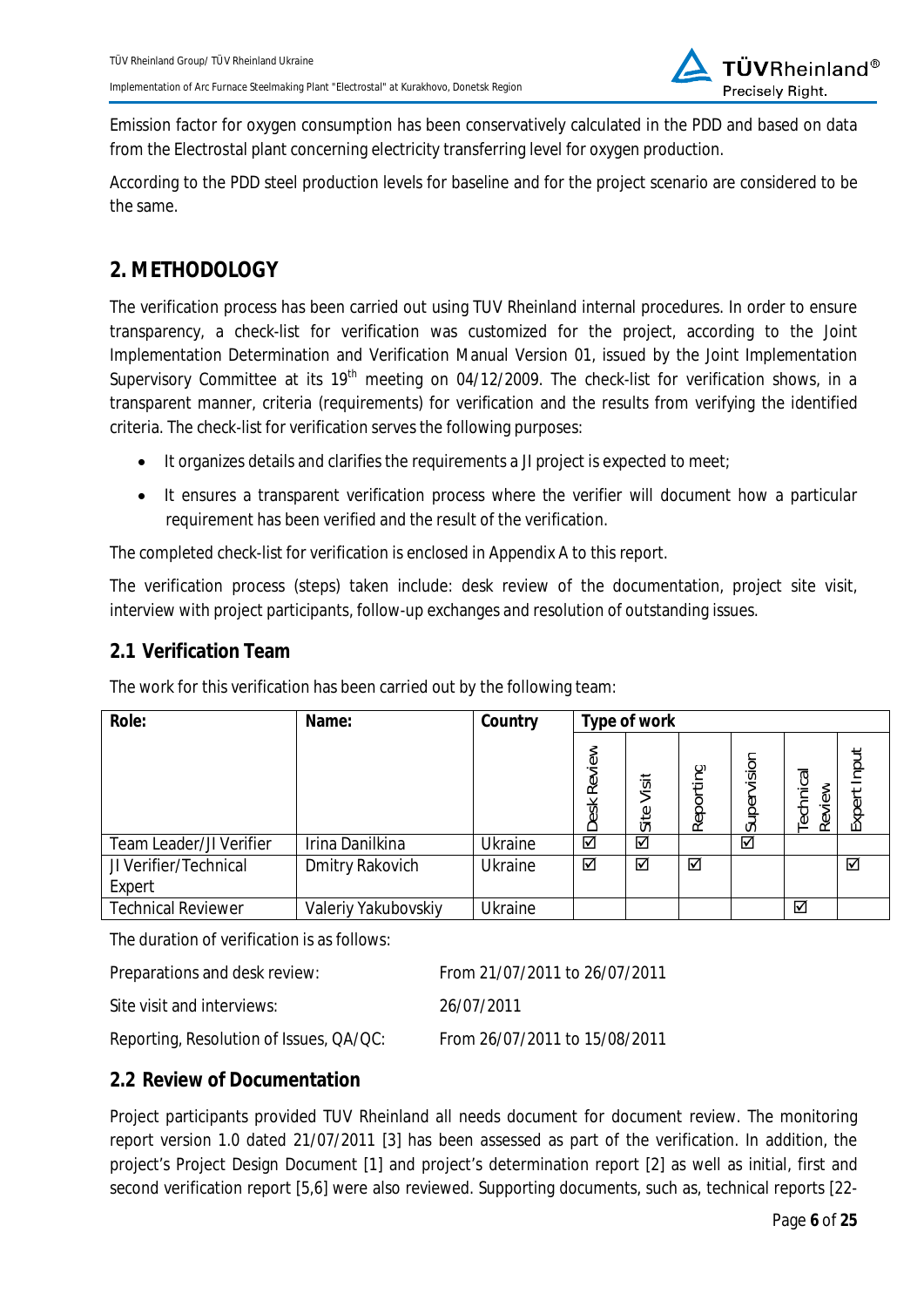Emission factor for oxygen consumption has been conservatively calculated in the PDD and based on data from the Electrostal plant concerning electricity transferring level for oxygen production.

According to the PDD steel production levels for baseline and for the project scenario are considered to be the same.

## 2. METHODOLOGY

The verification process has been carried out using TUV Rheinland internal procedures. In order to ensure transparency, a check-list for verification was customized for the project, according to the Joint Implementation Determination and Verification Manual Version 01, issued by the Joint Implementation Supervisory Committee at its 19th meeting on 04/12/2009. The check-list for verification shows, in a transparent manner, criteria (requirements) for verification and the results from verifying the identified criteria. The check-list for verification serves the following purposes:

- It organizes details and clarifies the requirements a JI project is expected to meet;
- It ensures a transparent verification process where the verifier will document how a particular requirement has been verified and the result of the verification.

The completed check-list for verification is enclosed in Appendix A to this report.

The verification process (steps) taken include: desk review of the documentation, project site visit, interview with project participants, follow-up exchanges and resolution of outstanding issues.

### 2.1 Verification Team

The work for this verification has been carried out by the following team:

| Role: | Name: | Country | Type of work | | | | | |
|---|---|---|---|---|---|---|---|---|
| | | | Desk Review | Site Visit | Reporting | Supervision | Technical Review | Expert Input |
| Team Leader/JI Verifier | Irina Danilkina | Ukraine | ☑ | ☑ | | ☑ | | |
| JI Verifier/Technical Expert | Dmitry Rakovich | Ukraine | ☑ | ☑ | ☑ | | | ☑ |
| Technical Reviewer | Valeriy Yakubovskiy | Ukraine | | | | | ☑ | |

The duration of verification is as follows:

| | |
|---|---|
| Preparations and desk review: | From 21/07/2011 to 26/07/2011 |
| Site visit and interviews: | 26/07/2011 |
| Reporting, Resolution of Issues, QA/QC: | From 26/07/2011 to 15/08/2011 |

### 2.2 Review of Documentation

Project participants provided TUV Rheinland all needs document for document review. The monitoring report version 1.0 dated 21/07/2011 [3] has been assessed as part of the verification. In addition, the project's Project Design Document [1] and project's determination report [2] as well as initial, first and second verification report [5,6] were also reviewed. Supporting documents, such as, technical reports [22-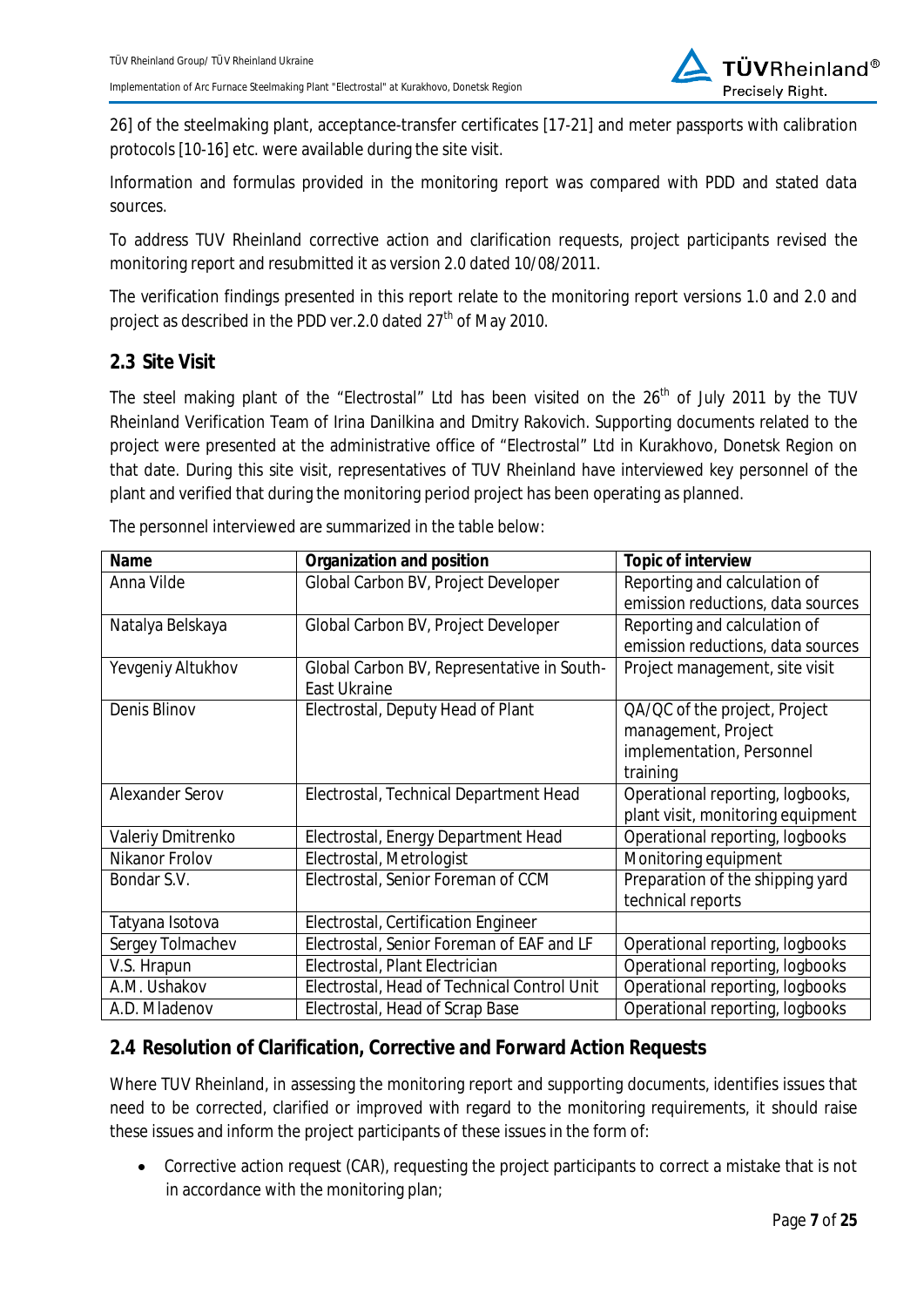26] of the steelmaking plant, acceptance-transfer certificates [17-21] and meter passports with calibration protocols [10-16] etc. were available during the site visit.

Information and formulas provided in the monitoring report was compared with PDD and stated data sources.

To address TUV Rheinland corrective action and clarification requests, project participants revised the monitoring report and resubmitted it as version 2.0 dated 10/08/2011.

The verification findings presented in this report relate to the monitoring report versions 1.0 and 2.0 and project as described in the PDD ver.2.0 dated 27th of May 2010.

## 2.3 Site Visit

The steel making plant of the "Electrostal" Ltd has been visited on the 26th of July 2011 by the TUV Rheinland Verification Team of Irina Danilkina and Dmitry Rakovich. Supporting documents related to the project were presented at the administrative office of "Electrostal" Ltd in Kurakhovo, Donetsk Region on that date. During this site visit, representatives of TUV Rheinland have interviewed key personnel of the plant and verified that during the monitoring period project has been operating as planned.

The personnel interviewed are summarized in the table below:

| Name | Organization and position | Topic of interview |
|---|---|---|
| Anna Vilde | Global Carbon BV, Project Developer | Reporting and calculation of emission reductions, data sources |
| Natalya Belskaya | Global Carbon BV, Project Developer | Reporting and calculation of emission reductions, data sources |
| Yevgeniy Altukhov | Global Carbon BV, Representative in South-East Ukraine | Project management, site visit |
| Denis Blinov | Electrostal, Deputy Head of Plant | QA/QC of the project, Project management, Project implementation, Personnel training |
| Alexander Serov | Electrostal, Technical Department Head | Operational reporting, logbooks, plant visit, monitoring equipment |
| Valeriy Dmitrenko | Electrostal, Energy Department Head | Operational reporting, logbooks |
| Nikanor Frolov | Electrostal, Metrologist | Monitoring equipment |
| Bondar S.V. | Electrostal, Senior Foreman of CCM | Preparation of the shipping yard technical reports |
| Tatyana Isotova | Electrostal, Certification Engineer | |
| Sergey Tolmachev | Electrostal, Senior Foreman of EAF and LF | Operational reporting, logbooks |
| V.S. Hrapun | Electrostal, Plant Electrician | Operational reporting, logbooks |
| A.M. Ushakov | Electrostal, Head of Technical Control Unit | Operational reporting, logbooks |
| A.D. Mladenov | Electrostal, Head of Scrap Base | Operational reporting, logbooks |

## 2.4 Resolution of Clarification, Corrective and Forward Action Requests

Where TUV Rheinland, in assessing the monitoring report and supporting documents, identifies issues that need to be corrected, clarified or improved with regard to the monitoring requirements, it should raise these issues and inform the project participants of these issues in the form of:

- Corrective action request (CAR), requesting the project participants to correct a mistake that is not in accordance with the monitoring plan;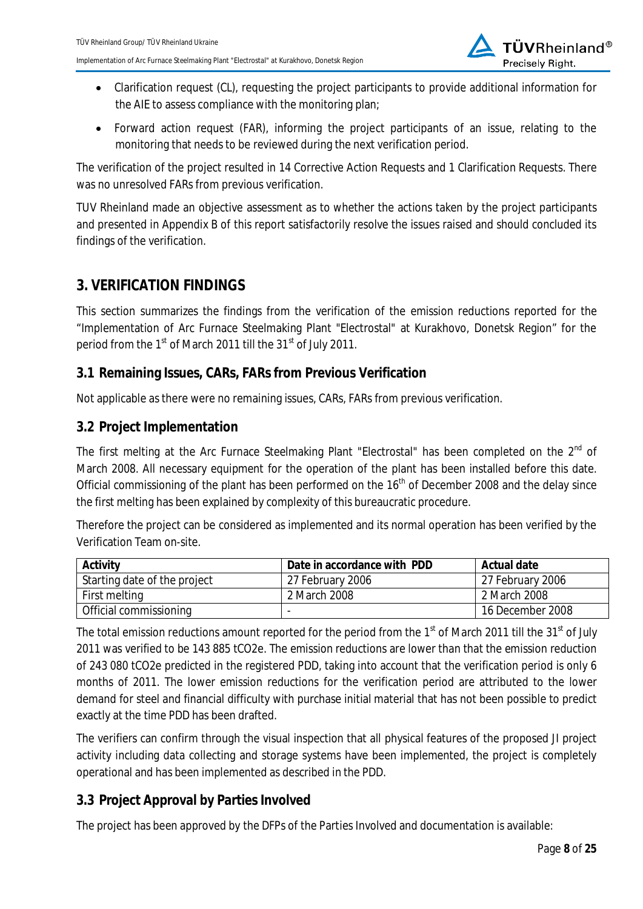- Clarification request (CL), requesting the project participants to provide additional information for the AIE to assess compliance with the monitoring plan;
- Forward action request (FAR), informing the project participants of an issue, relating to the monitoring that needs to be reviewed during the next verification period.

The verification of the project resulted in 14 Corrective Action Requests and 1 Clarification Requests. There was no unresolved FARs from previous verification.

TUV Rheinland made an objective assessment as to whether the actions taken by the project participants and presented in Appendix B of this report satisfactorily resolve the issues raised and should concluded its findings of the verification.

# 3. VERIFICATION FINDINGS

This section summarizes the findings from the verification of the emission reductions reported for the “Implementation of Arc Furnace Steelmaking Plant "Electrostal" at Kurakhovo, Donetsk Region” for the period from the 1st of March 2011 till the 31st of July 2011.

## 3.1 Remaining Issues, CARs, FARs from Previous Verification

Not applicable as there were no remaining issues, CARs, FARs from previous verification.

## 3.2 Project Implementation

The first melting at the Arc Furnace Steelmaking Plant "Electrostal" has been completed on the 2nd of March 2008. All necessary equipment for the operation of the plant has been installed before this date. Official commissioning of the plant has been performed on the 16th of December 2008 and the delay since the first melting has been explained by complexity of this bureaucratic procedure.

Therefore the project can be considered as implemented and its normal operation has been verified by the Verification Team on-site.

| Activity | Date in accordance with PDD | Actual date |
|---|---|---|
| Starting date of the project | 27 February 2006 | 27 February 2006 |
| First melting | 2 March 2008 | 2 March 2008 |
| Official commissioning | - | 16 December 2008 |

The total emission reductions amount reported for the period from the 1st of March 2011 till the 31st of July 2011 was verified to be 143 885 tCO2e. The emission reductions are lower than that the emission reduction of 243 080 tCO2e predicted in the registered PDD, taking into account that the verification period is only 6 months of 2011. The lower emission reductions for the verification period are attributed to the lower demand for steel and financial difficulty with purchase initial material that has not been possible to predict exactly at the time PDD has been drafted.

The verifiers can confirm through the visual inspection that all physical features of the proposed JI project activity including data collecting and storage systems have been implemented, the project is completely operational and has been implemented as described in the PDD.

## 3.3 Project Approval by Parties Involved

The project has been approved by the DFPs of the Parties Involved and documentation is available: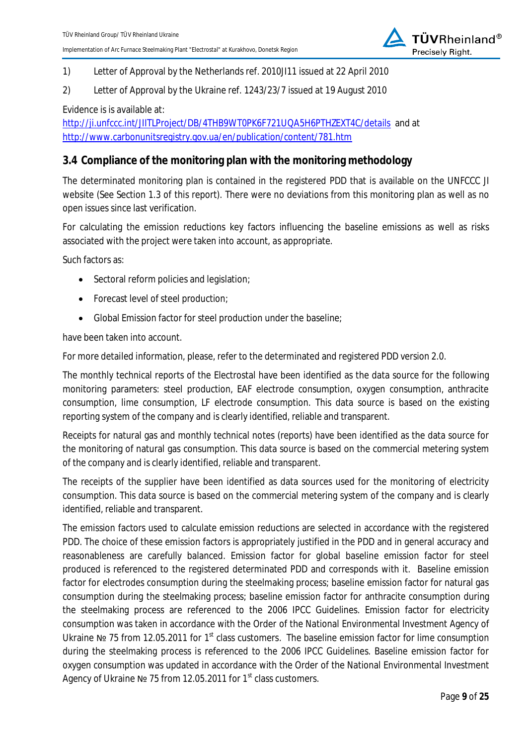1) Letter of Approval by the Netherlands ref. 2010JI11 issued at 22 April 2010

2) Letter of Approval by the Ukraine ref. 1243/23/7 issued at 19 August 2010

Evidence is is available at:
http://ji.unfccc.int/JIITLProject/DB/4THB9WT0PK6F721UQA5H6PTHZEXT4C/details and at http://www.carbonunitsregistry.gov.ua/en/publication/content/781.htm

## 3.4 Compliance of the monitoring plan with the monitoring methodology

The determinated monitoring plan is contained in the registered PDD that is available on the UNFCCC JI website (See Section 1.3 of this report). There were no deviations from this monitoring plan as well as no open issues since last verification.

For calculating the emission reductions key factors influencing the baseline emissions as well as risks associated with the project were taken into account, as appropriate.

Such factors as:

- Sectoral reform policies and legislation;
- Forecast level of steel production;
- Global Emission factor for steel production under the baseline;

have been taken into account.

For more detailed information, please, refer to the determinated and registered PDD version 2.0.

The monthly technical reports of the Electrostal have been identified as the data source for the following monitoring parameters: steel production, EAF electrode consumption, oxygen consumption, anthracite consumption, lime consumption, LF electrode consumption. This data source is based on the existing reporting system of the company and is clearly identified, reliable and transparent.

Receipts for natural gas and monthly technical notes (reports) have been identified as the data source for the monitoring of natural gas consumption. This data source is based on the commercial metering system of the company and is clearly identified, reliable and transparent.

The receipts of the supplier have been identified as data sources used for the monitoring of electricity consumption. This data source is based on the commercial metering system of the company and is clearly identified, reliable and transparent.

The emission factors used to calculate emission reductions are selected in accordance with the registered PDD. The choice of these emission factors is appropriately justified in the PDD and in general accuracy and reasonableness are carefully balanced. Emission factor for global baseline emission factor for steel produced is referenced to the registered determinated PDD and corresponds with it. Baseline emission factor for electrodes consumption during the steelmaking process; baseline emission factor for natural gas consumption during the steelmaking process; baseline emission factor for anthracite consumption during the steelmaking process are referenced to the 2006 IPCC Guidelines. Emission factor for electricity consumption was taken in accordance with the Order of the National Environmental Investment Agency of Ukraine № 75 from 12.05.2011 for 1st class customers. The baseline emission factor for lime consumption during the steelmaking process is referenced to the 2006 IPCC Guidelines. Baseline emission factor for oxygen consumption was updated in accordance with the Order of the National Environmental Investment Agency of Ukraine № 75 from 12.05.2011 for 1st class customers.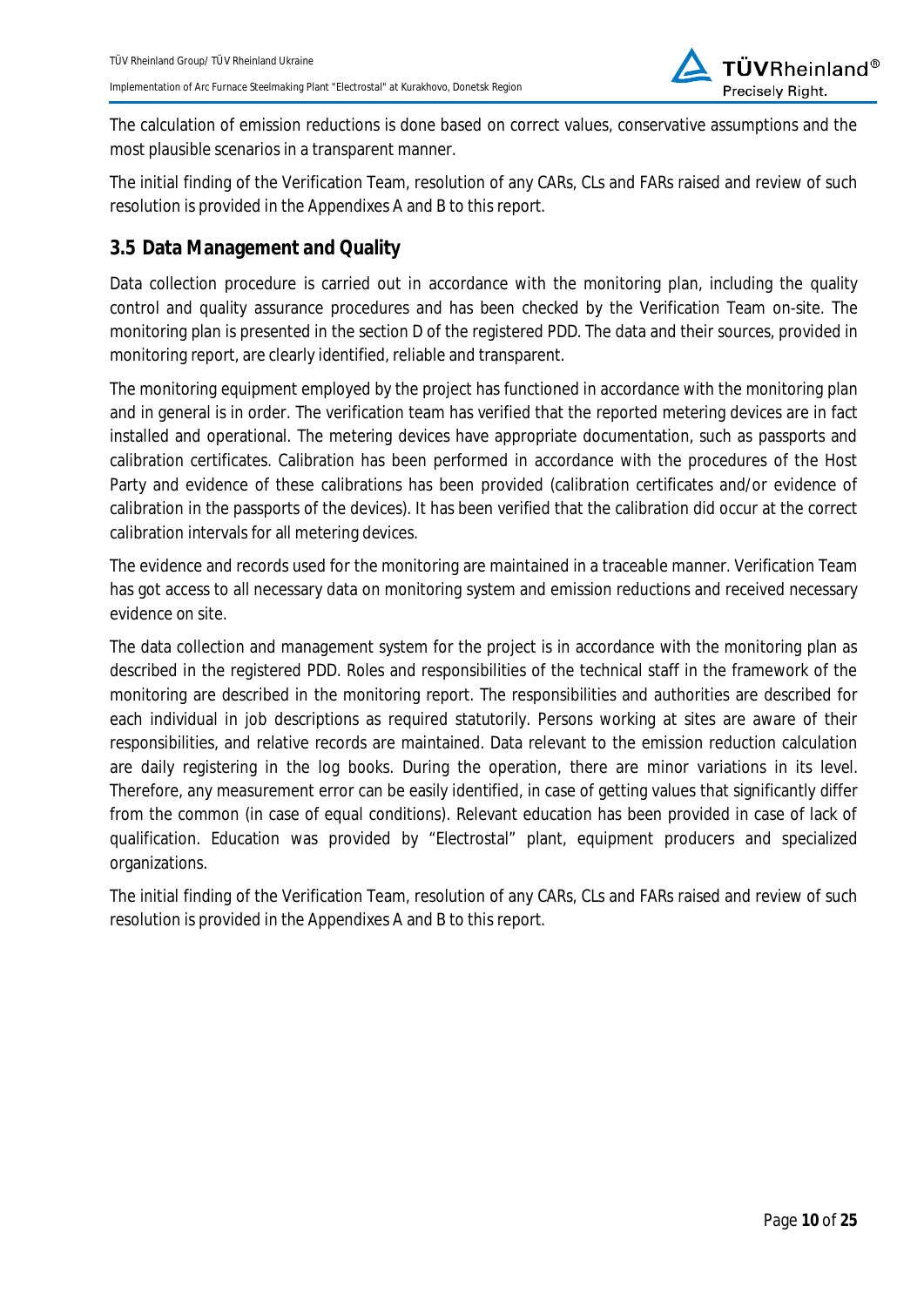The calculation of emission reductions is done based on correct values, conservative assumptions and the most plausible scenarios in a transparent manner.

The initial finding of the Verification Team, resolution of any CARs, CLs and FARs raised and review of such resolution is provided in the Appendixes A and B to this report.

## 3.5 Data Management and Quality

Data collection procedure is carried out in accordance with the monitoring plan, including the quality control and quality assurance procedures and has been checked by the Verification Team on-site. The monitoring plan is presented in the section D of the registered PDD. The data and their sources, provided in monitoring report, are clearly identified, reliable and transparent.

The monitoring equipment employed by the project has functioned in accordance with the monitoring plan and in general is in order. The verification team has verified that the reported metering devices are in fact installed and operational. The metering devices have appropriate documentation, such as passports and calibration certificates. Calibration has been performed in accordance with the procedures of the Host Party and evidence of these calibrations has been provided (calibration certificates and/or evidence of calibration in the passports of the devices). It has been verified that the calibration did occur at the correct calibration intervals for all metering devices.

The evidence and records used for the monitoring are maintained in a traceable manner. Verification Team has got access to all necessary data on monitoring system and emission reductions and received necessary evidence on site.

The data collection and management system for the project is in accordance with the monitoring plan as described in the registered PDD. Roles and responsibilities of the technical staff in the framework of the monitoring are described in the monitoring report. The responsibilities and authorities are described for each individual in job descriptions as required statutorily. Persons working at sites are aware of their responsibilities, and relative records are maintained. Data relevant to the emission reduction calculation are daily registering in the log books. During the operation, there are minor variations in its level. Therefore, any measurement error can be easily identified, in case of getting values that significantly differ from the common (in case of equal conditions). Relevant education has been provided in case of lack of qualification. Education was provided by "Electrostal" plant, equipment producers and specialized organizations.

The initial finding of the Verification Team, resolution of any CARs, CLs and FARs raised and review of such resolution is provided in the Appendixes A and B to this report.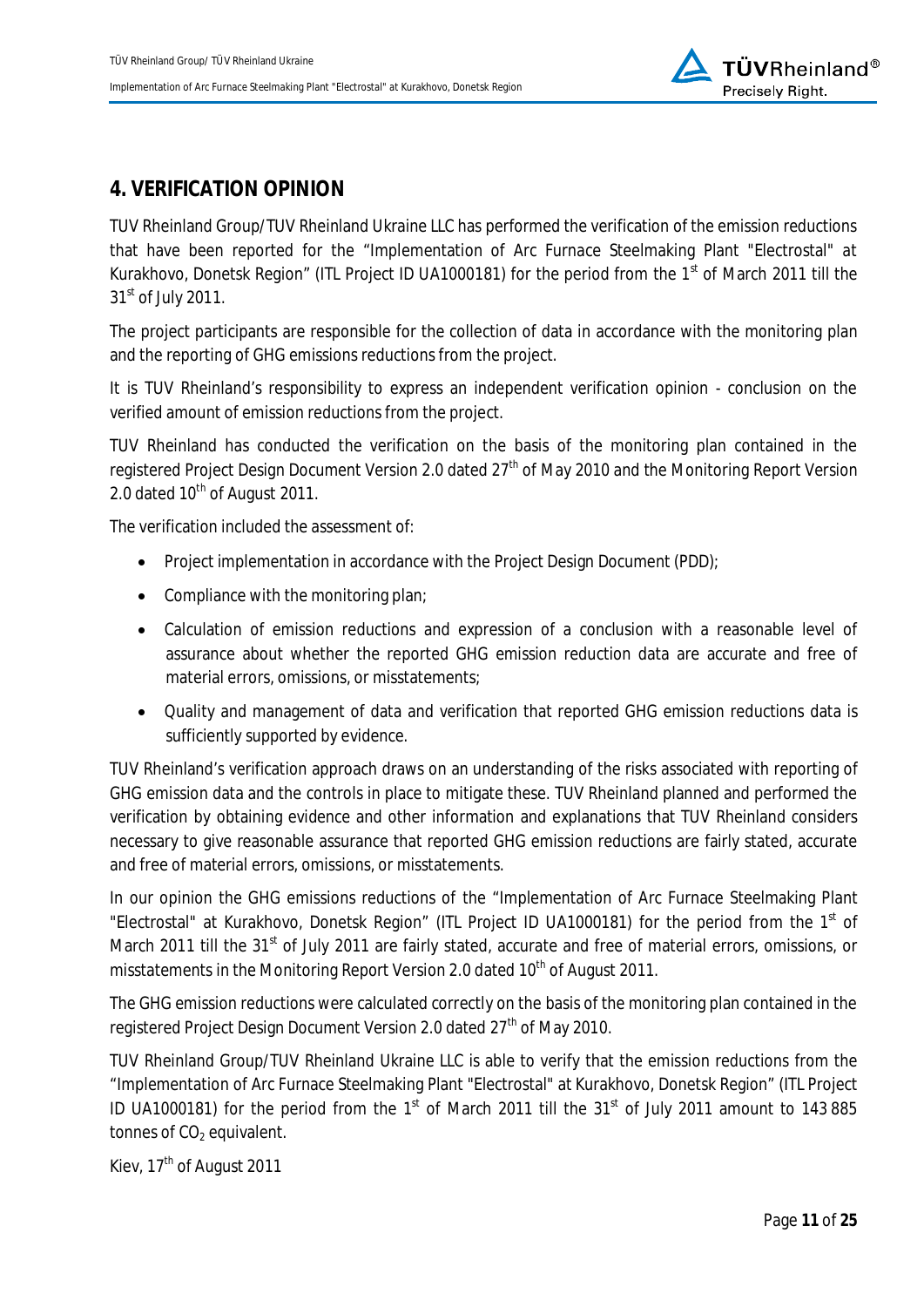## 4. VERIFICATION OPINION

TUV Rheinland Group/TUV Rheinland Ukraine LLC has performed the verification of the emission reductions that have been reported for the "Implementation of Arc Furnace Steelmaking Plant "Electrostal" at Kurakhovo, Donetsk Region" (ITL Project ID UA1000181) for the period from the 1st of March 2011 till the 31st of July 2011.

The project participants are responsible for the collection of data in accordance with the monitoring plan and the reporting of GHG emissions reductions from the project.

It is TUV Rheinland's responsibility to express an independent verification opinion - conclusion on the verified amount of emission reductions from the project.

TUV Rheinland has conducted the verification on the basis of the monitoring plan contained in the registered Project Design Document Version 2.0 dated 27th of May 2010 and the Monitoring Report Version 2.0 dated 10th of August 2011.

The verification included the assessment of:

- Project implementation in accordance with the Project Design Document (PDD);
- Compliance with the monitoring plan;
- Calculation of emission reductions and expression of a conclusion with a reasonable level of assurance about whether the reported GHG emission reduction data are accurate and free of material errors, omissions, or misstatements;
- Quality and management of data and verification that reported GHG emission reductions data is sufficiently supported by evidence.

TUV Rheinland's verification approach draws on an understanding of the risks associated with reporting of GHG emission data and the controls in place to mitigate these. TUV Rheinland planned and performed the verification by obtaining evidence and other information and explanations that TUV Rheinland considers necessary to give reasonable assurance that reported GHG emission reductions are fairly stated, accurate and free of material errors, omissions, or misstatements.

In our opinion the GHG emissions reductions of the "Implementation of Arc Furnace Steelmaking Plant "Electrostal" at Kurakhovo, Donetsk Region" (ITL Project ID UA1000181) for the period from the 1st of March 2011 till the 31st of July 2011 are fairly stated, accurate and free of material errors, omissions, or misstatements in the Monitoring Report Version 2.0 dated 10th of August 2011.

The GHG emission reductions were calculated correctly on the basis of the monitoring plan contained in the registered Project Design Document Version 2.0 dated 27th of May 2010.

TUV Rheinland Group/TUV Rheinland Ukraine LLC is able to verify that the emission reductions from the "Implementation of Arc Furnace Steelmaking Plant "Electrostal" at Kurakhovo, Donetsk Region" (ITL Project ID UA1000181) for the period from the 1st of March 2011 till the 31st of July 2011 amount to 143 885 tonnes of $CO_2$ equivalent.

Kiev, 17th of August 2011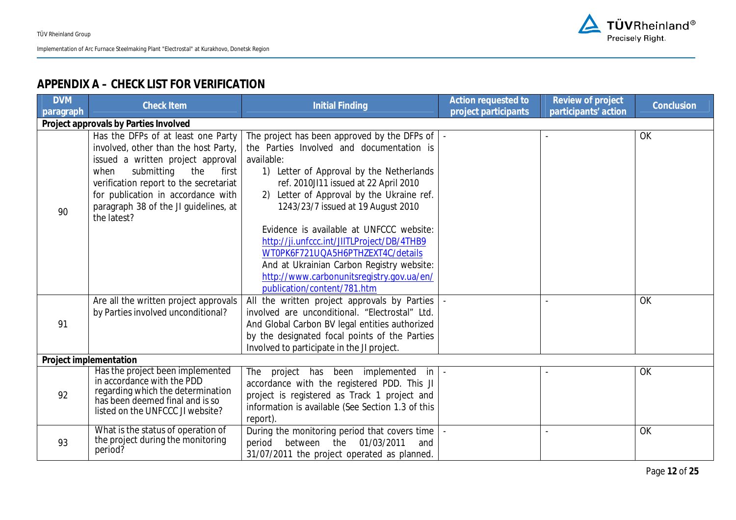## APPENDIX A – CHECK LIST FOR VERIFICATION

| DVM paragraph | Check Item | Initial Finding | Action requested to project participants | Review of project participants' action | Conclusion |
|---|---|---|---|---|---|
| **Project approvals by Parties Involved** | | | | | |
| 90 | Has the DFPs of at least one Party involved, other than the host Party, issued a written project approval when submitting the first verification report to the secretariat for publication in accordance with paragraph 38 of the JI guidelines, at the latest? | The project has been approved by the DFPs of the Parties Involved and documentation is available:<br>1) Letter of Approval by the Netherlands ref. 2010JI11 issued at 22 April 2010<br>2) Letter of Approval by the Ukraine ref. 1243/23/7 issued at 19 August 2010<br><br>Evidence is available at UNFCCC website: http://ji.unfccc.int/JIITLProject/DB/4THB9WT0PK6F721UQA5H6PTHZEXT4C/details<br>And at Ukrainian Carbon Registry website: http://www.carbonunitsregistry.gov.ua/en/publication/content/781.htm | - | - | OK |
| 91 | Are all the written project approvals by Parties involved unconditional? | All the written project approvals by Parties involved are unconditional. "Electrostal" Ltd. And Global Carbon BV legal entities authorized by the designated focal points of the Parties Involved to participate in the JI project. | - | - | OK |
| **Project implementation** | | | | | |
| 92 | Has the project been implemented in accordance with the PDD regarding which the determination has been deemed final and is so listed on the UNFCCC JI website? | The project has been implemented in accordance with the registered PDD. This JI project is registered as Track 1 project and information is available (See Section 1.3 of this report). | - | - | OK |
| 93 | What is the status of operation of the project during the monitoring period? | During the monitoring period that covers time period between the 01/03/2011 and 31/07/2011 the project operated as planned. | - | - | OK |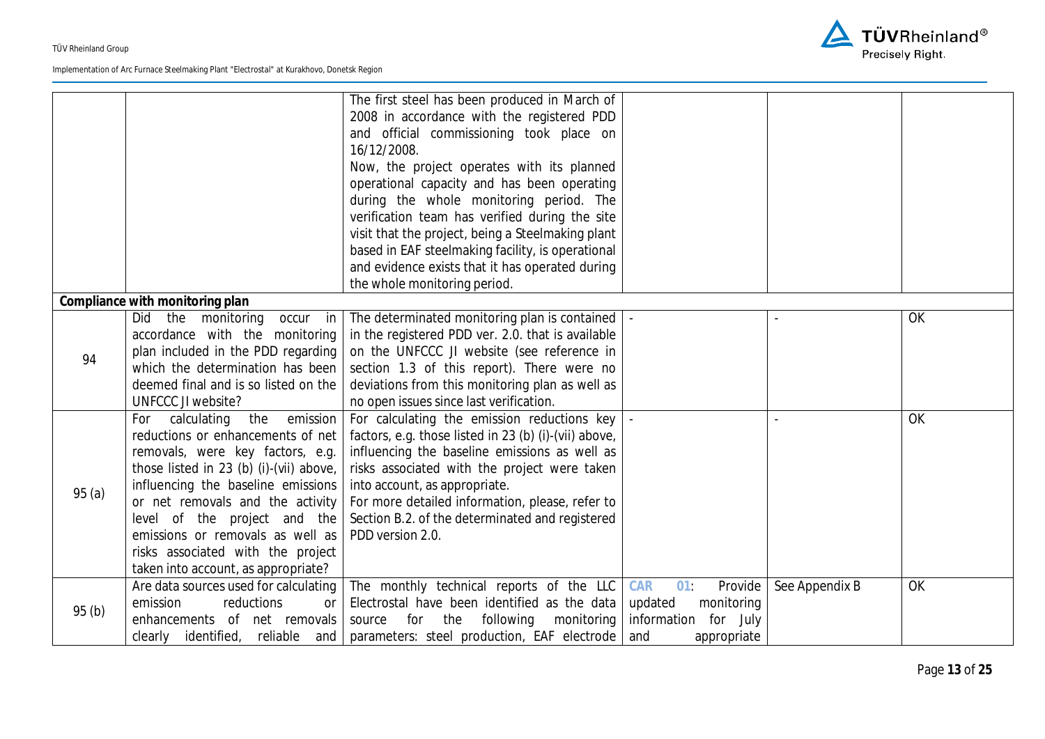| | | | | | |
|---|---|---|---|---|---|
| | | The first steel has been produced in March of 2008 in accordance with the registered PDD and official commissioning took place on 16/12/2008. Now, the project operates with its planned operational capacity and has been operating during the whole monitoring period. The verification team has verified during the site visit that the project, being a Steelmaking plant based in EAF steelmaking facility, is operational and evidence exists that it has operated during the whole monitoring period. | | | |
| **Compliance with monitoring plan** | | | | | |
| 94 | Did the monitoring occur in accordance with the monitoring plan included in the PDD regarding which the determination has been deemed final and is so listed on the UNFCCC JI website? | The determinated monitoring plan is contained in the registered PDD ver. 2.0. that is available on the UNFCCC JI website (see reference in section 1.3 of this report). There were no deviations from this monitoring plan as well as no open issues since last verification. | - | - | OK |
| 95 (a) | For calculating the emission reductions or enhancements of net removals, were key factors, e.g. those listed in 23 (b) (i)-(vii) above, influencing the baseline emissions or net removals and the activity level of the project and the emissions or removals as well as risks associated with the project taken into account, as appropriate? | For calculating the emission reductions key factors, e.g. those listed in 23 (b) (i)-(vii) above, influencing the baseline emissions as well as risks associated with the project were taken into account, as appropriate. For more detailed information, please, refer to Section B.2. of the determinated and registered PDD version 2.0. | - | - | OK |
| 95 (b) | Are data sources used for calculating emission reductions or enhancements of net removals clearly identified, reliable and | The monthly technical reports of the LLC Electrostal have been identified as the data source for the following monitoring parameters: steel production, EAF electrode | **CAR 01**: Provide updated monitoring information for July and appropriate | See Appendix B | OK |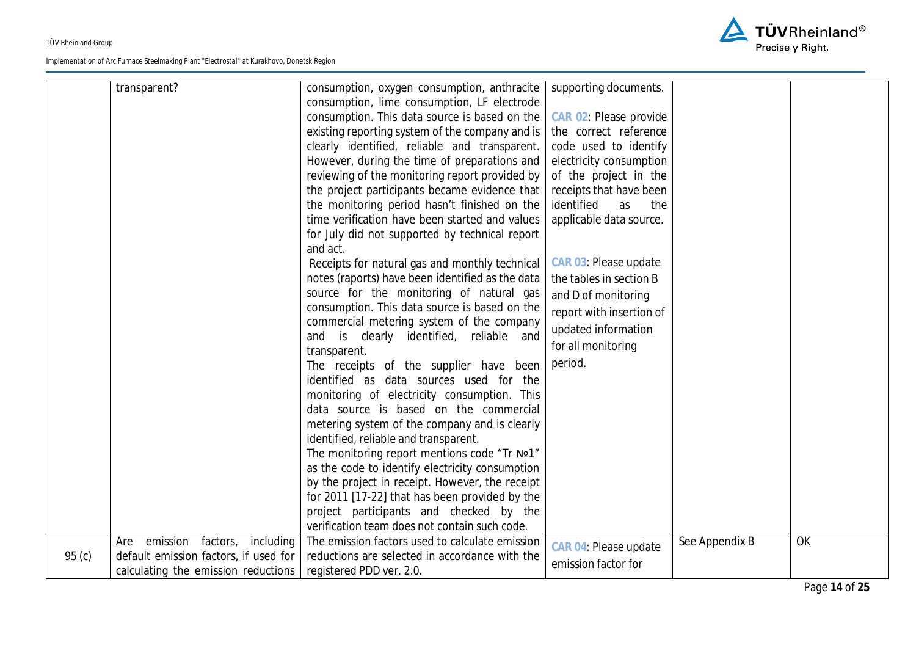| | | | | | |
|---|---|---|---|---|---|
| | transparent? | consumption, oxygen consumption, anthracite consumption, lime consumption, LF electrode consumption. This data source is based on the existing reporting system of the company and is clearly identified, reliable and transparent. However, during the time of preparations and reviewing of the monitoring report provided by the project participants became evidence that the monitoring period hasn't finished on the time verification have been started and values for July did not supported by technical report and act.<br>Receipts for natural gas and monthly technical notes (raports) have been identified as the data source for the monitoring of natural gas consumption. This data source is based on the commercial metering system of the company and is clearly identified, reliable and transparent.<br>The receipts of the supplier have been identified as data sources used for the monitoring of electricity consumption. This data source is based on the commercial metering system of the company and is clearly identified, reliable and transparent.<br>The monitoring report mentions code "Tr №1" as the code to identify electricity consumption by the project in receipt. However, the receipt for 2011 [17-22] that has been provided by the project participants and checked by the verification team does not contain such code. | supporting documents.<br><br>CAR 02: Please provide the correct reference code used to identify electricity consumption of the project in the receipts that have been identified as the applicable data source.<br><br>CAR 03: Please update the tables in section B and D of monitoring report with insertion of updated information for all monitoring period. | | |
| 95 (c) | Are emission factors, including default emission factors, if used for calculating the emission reductions | The emission factors used to calculate emission reductions are selected in accordance with the registered PDD ver. 2.0. | CAR 04: Please update emission factor for | See Appendix B | OK |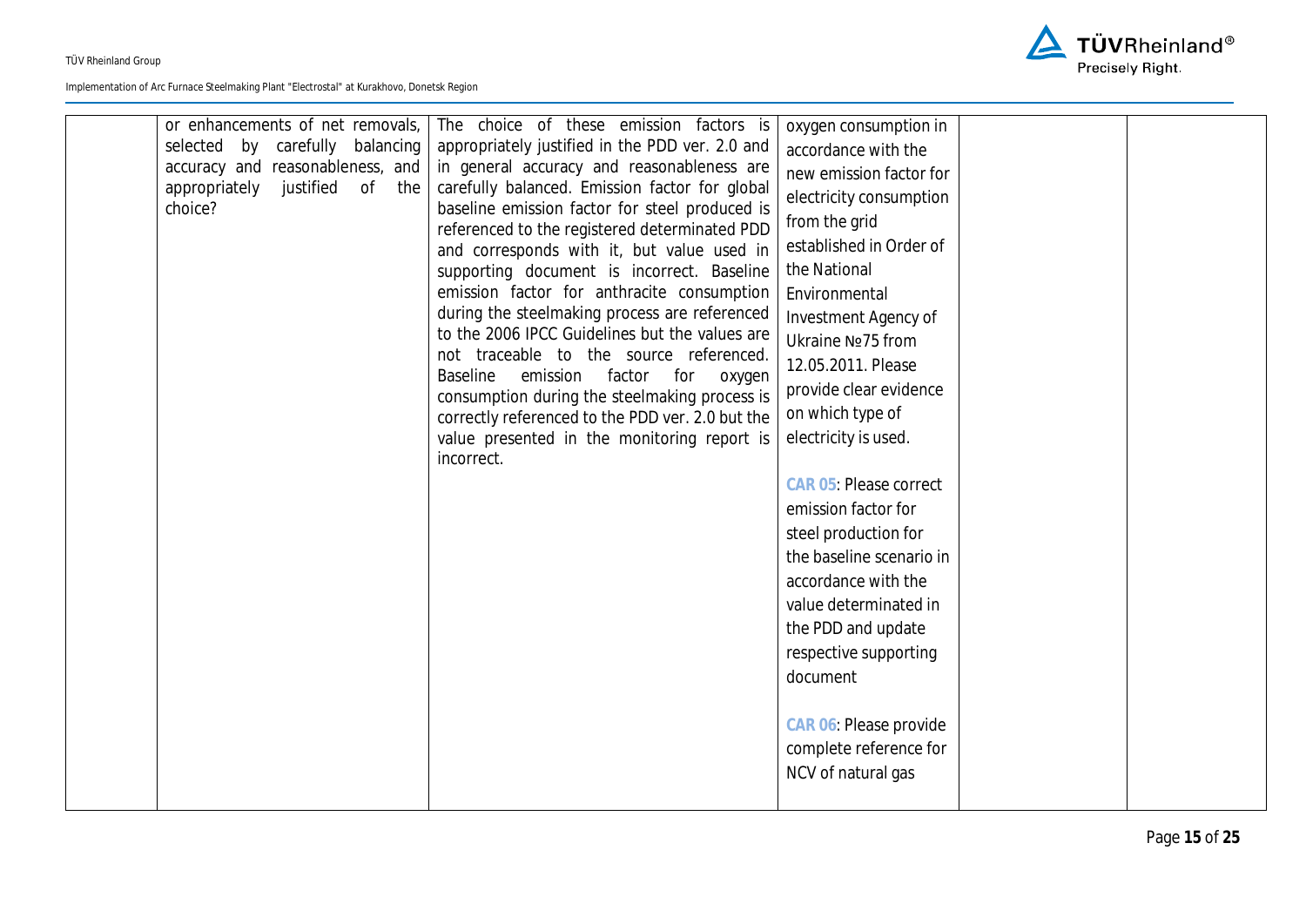|  |  |  |  |  |  |
|---|---|---|---|---|---|
|  | or enhancements of net removals, selected by carefully balancing accuracy and reasonableness, and appropriately justified of the choice? | The choice of these emission factors is appropriately justified in the PDD ver. 2.0 and in general accuracy and reasonableness are carefully balanced. Emission factor for global baseline emission factor for steel produced is referenced to the registered determinated PDD and corresponds with it, but value used in supporting document is incorrect. Baseline emission factor for anthracite consumption during the steelmaking process are referenced to the 2006 IPCC Guidelines but the values are not traceable to the source referenced. Baseline emission factor for oxygen consumption during the steelmaking process is correctly referenced to the PDD ver. 2.0 but the value presented in the monitoring report is incorrect. | oxygen consumption in accordance with the new emission factor for electricity consumption from the grid established in Order of the National Environmental Investment Agency of Ukraine №75 from 12.05.2011. Please provide clear evidence on which type of electricity is used.<br><br>**CAR 05**: Please correct emission factor for steel production for the baseline scenario in accordance with the value determinated in the PDD and update respective supporting document<br><br>**CAR 06**: Please provide complete reference for NCV of natural gas |  |  |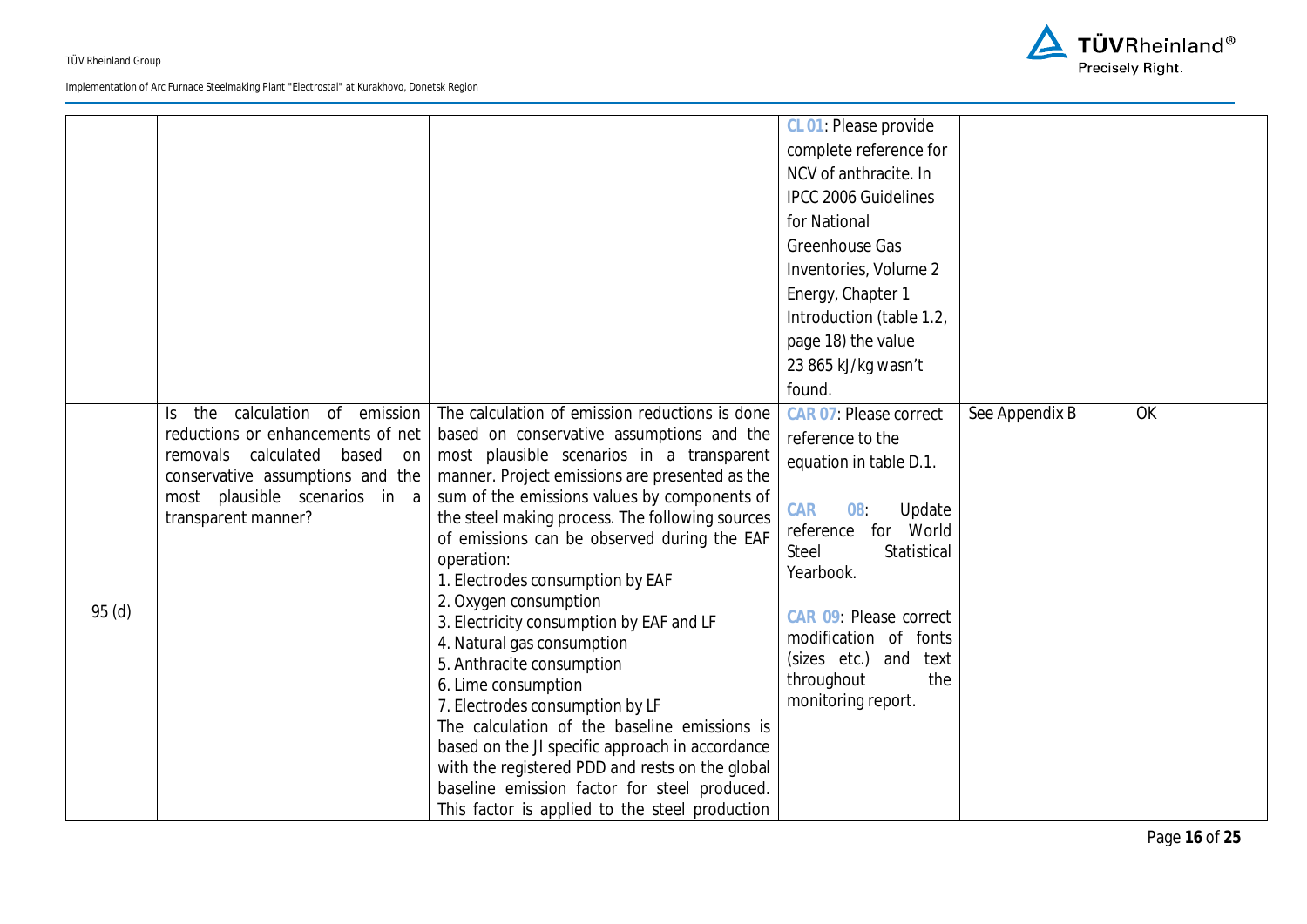| | | | | | |
|---|---|---|---|---|---|
| | | | CL 01: Please provide complete reference for NCV of anthracite. In IPCC 2006 Guidelines for National Greenhouse Gas Inventories, Volume 2 Energy, Chapter 1 Introduction (table 1.2, page 18) the value 23 865 kJ/kg wasn't found. | | |
| 95 (d) | Is the calculation of emission reductions or enhancements of net removals calculated based on conservative assumptions and the most plausible scenarios in a transparent manner? | The calculation of emission reductions is done based on conservative assumptions and the most plausible scenarios in a transparent manner. Project emissions are presented as the sum of the emissions values by components of the steel making process. The following sources of emissions can be observed during the EAF operation:<br>1. Electrodes consumption by EAF<br>2. Oxygen consumption<br>3. Electricity consumption by EAF and LF<br>4. Natural gas consumption<br>5. Anthracite consumption<br>6. Lime consumption<br>7. Electrodes consumption by LF<br>The calculation of the baseline emissions is based on the JI specific approach in accordance with the registered PDD and rests on the global baseline emission factor for steel produced. This factor is applied to the steel production | CAR 07: Please correct reference to the equation in table D.1.<br><br>CAR 08: Update reference for World Steel Statistical Yearbook.<br><br>CAR 09: Please correct modification of fonts (sizes etc.) and text throughout the monitoring report. | See Appendix B | OK |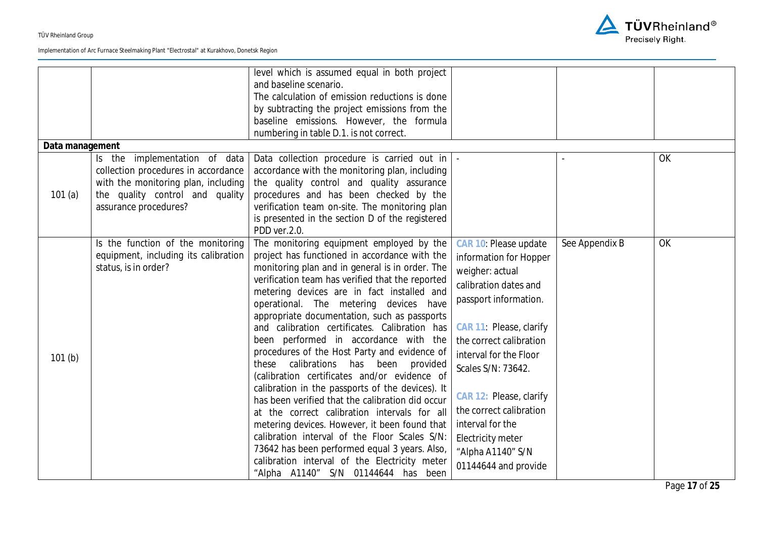| | | | | | |
|---|---|---|---|---|---|
| | | level which is assumed equal in both project and baseline scenario. The calculation of emission reductions is done by subtracting the project emissions from the baseline emissions. However, the formula numbering in table D.1. is not correct. | | | |
| **Data management** | | | | | |
| 101 (a) | Is the implementation of data collection procedures in accordance with the monitoring plan, including the quality control and quality assurance procedures? | Data collection procedure is carried out in accordance with the monitoring plan, including the quality control and quality assurance procedures and has been checked by the verification team on-site. The monitoring plan is presented in the section D of the registered PDD ver.2.0. | - | - | OK |
| 101 (b) | Is the function of the monitoring equipment, including its calibration status, is in order? | The monitoring equipment employed by the project has functioned in accordance with the monitoring plan and in general is in order. The verification team has verified that the reported metering devices are in fact installed and operational. The metering devices have appropriate documentation, such as passports and calibration certificates. Calibration has been performed in accordance with the procedures of the Host Party and evidence of these calibrations has been provided (calibration certificates and/or evidence of calibration in the passports of the devices). It has been verified that the calibration did occur at the correct calibration intervals for all metering devices. However, it been found that calibration interval of the Floor Scales S/N: 73642 has been performed equal 3 years. Also, calibration interval of the Electricity meter "Alpha A1140" S/N 01144644 has been | CAR 10: Please update information for Hopper weigher: actual calibration dates and passport information.<br><br>CAR 11: Please, clarify the correct calibration interval for the Floor Scales S/N: 73642.<br><br>CAR 12: Please, clarify the correct calibration interval for the Electricity meter "Alpha A1140" S/N 01144644 and provide | See Appendix B | OK |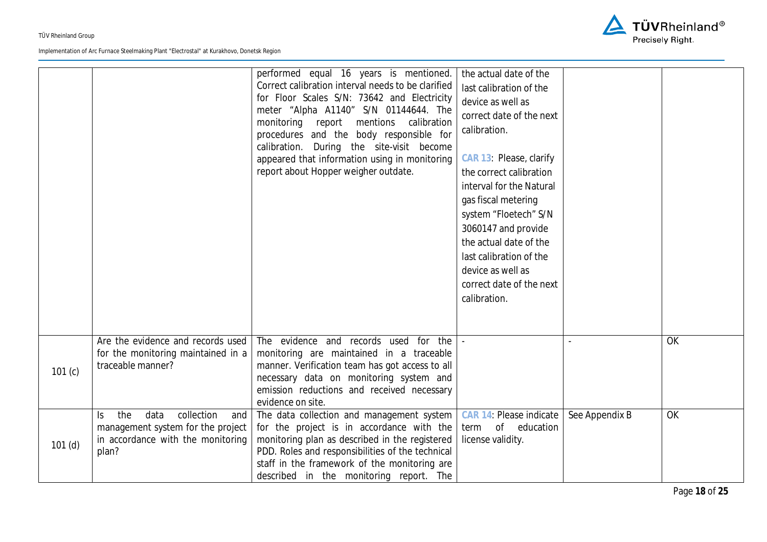| | | | | | |
|---|---|---|---|---|---|
| | | performed equal 16 years is mentioned. Correct calibration interval needs to be clarified for Floor Scales S/N: 73642 and Electricity meter "Alpha A1140" S/N 01144644. The monitoring report mentions calibration procedures and the body responsible for calibration. During the site-visit become appeared that information using in monitoring report about Hopper weigher outdate. | the actual date of the last calibration of the device as well as correct date of the next calibration.<br><br>CAR 13: Please, clarify the correct calibration interval for the Natural gas fiscal metering system "Floetech" S/N 3060147 and provide the actual date of the last calibration of the device as well as correct date of the next calibration. | | |
| 101 (c) | Are the evidence and records used for the monitoring maintained in a traceable manner? | The evidence and records used for the monitoring are maintained in a traceable manner. Verification team has got access to all necessary data on monitoring system and emission reductions and received necessary evidence on site. | - | - | OK |
| 101 (d) | Is the data collection and management system for the project in accordance with the monitoring plan? | The data collection and management system for the project is in accordance with the monitoring plan as described in the registered PDD. Roles and responsibilities of the technical staff in the framework of the monitoring are described in the monitoring report. The | CAR 14: Please indicate term of education license validity. | See Appendix B | OK |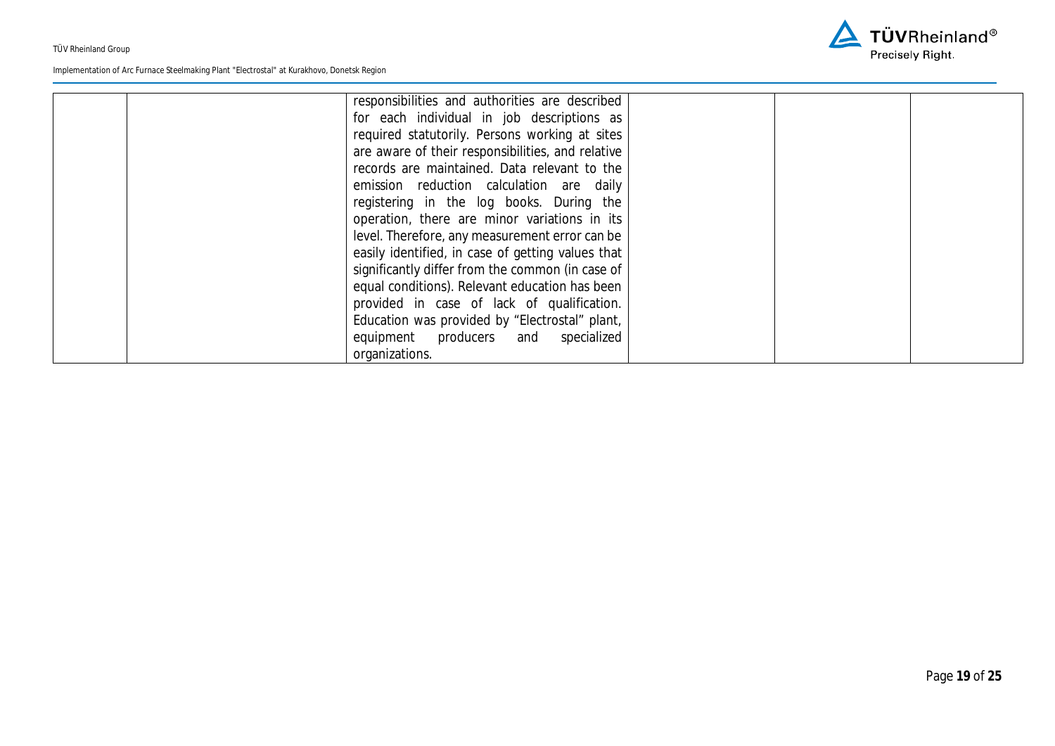| | | | | | |
|---|---|---|---|---|---|
| | | responsibilities and authorities are described for each individual in job descriptions as required statutorily. Persons working at sites are aware of their responsibilities, and relative records are maintained. Data relevant to the emission reduction calculation are daily registering in the log books. During the operation, there are minor variations in its level. Therefore, any measurement error can be easily identified, in case of getting values that significantly differ from the common (in case of equal conditions). Relevant education has been provided in case of lack of qualification. Education was provided by "Electrostal" plant, equipment producers and specialized organizations. | | | |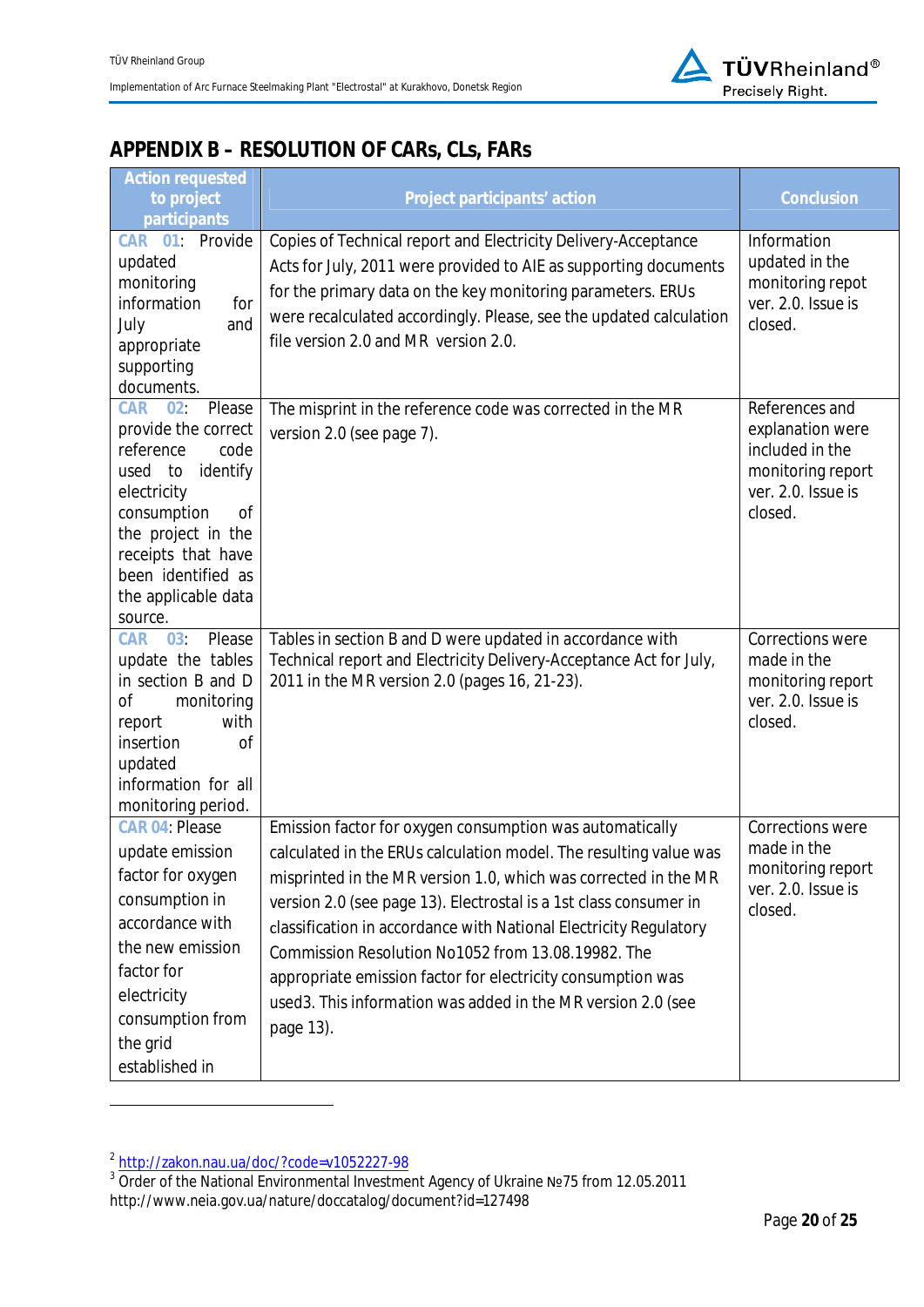## APPENDIX B – RESOLUTION OF CARs, CLs, FARs

| Action requested to project participants | Project participants' action | Conclusion |
|---|---|---|
| CAR 01: Provide updated monitoring information for July and appropriate supporting documents. | Copies of Technical report and Electricity Delivery-Acceptance Acts for July, 2011 were provided to AIE as supporting documents for the primary data on the key monitoring parameters. ERUs were recalculated accordingly. Please, see the updated calculation file version 2.0 and MR version 2.0. | Information updated in the monitoring repot ver. 2.0. Issue is closed. |
| CAR 02: Please provide the correct reference code used to identify electricity consumption of the project in the receipts that have been identified as the applicable data source. | The misprint in the reference code was corrected in the MR version 2.0 (see page 7). | References and explanation were included in the monitoring report ver. 2.0. Issue is closed. |
| CAR 03: Please update the tables in section B and D of monitoring report with insertion of updated information for all monitoring period. | Tables in section B and D were updated in accordance with Technical report and Electricity Delivery-Acceptance Act for July, 2011 in the MR version 2.0 (pages 16, 21-23). | Corrections were made in the monitoring report ver. 2.0. Issue is closed. |
| CAR 04: Please update emission factor for oxygen consumption in accordance with the new emission factor for electricity consumption from the grid established in | Emission factor for oxygen consumption was automatically calculated in the ERUs calculation model. The resulting value was misprinted in the MR version 1.0, which was corrected in the MR version 2.0 (see page 13). Electrostal is a 1st class consumer in classification in accordance with National Electricity Regulatory Commission Resolution No1052 from 13.08.1998[2]. The appropriate emission factor for electricity consumption was used[3]. This information was added in the MR version 2.0 (see page 13). | Corrections were made in the monitoring report ver. 2.0. Issue is closed. |

[2] http://zakon.nau.ua/doc/?code=v1052227-98

[3] Order of the National Environmental Investment Agency of Ukraine №75 from 12.05.2011 http://www.neia.gov.ua/nature/doccatalog/document?id=127498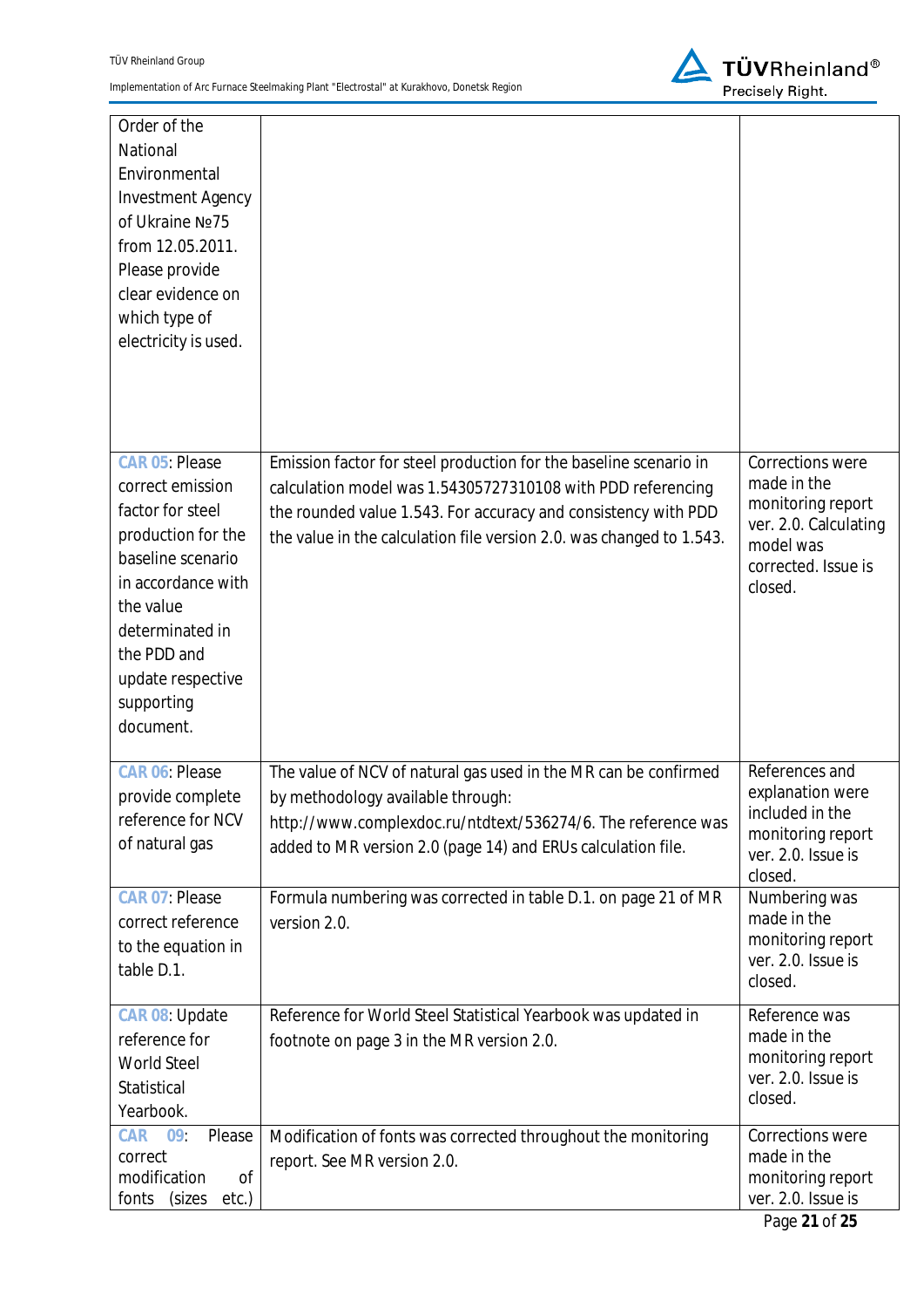| | | |
|---|---|---|
| Order of the National Environmental Investment Agency of Ukraine №75 from 12.05.2011. Please provide clear evidence on which type of electricity is used. | | |
| CAR 05: Please correct emission factor for steel production for the baseline scenario in accordance with the value determinated in the PDD and update respective supporting document. | Emission factor for steel production for the baseline scenario in calculation model was 1.54305727310108 with PDD referencing the rounded value 1.543. For accuracy and consistency with PDD the value in the calculation file version 2.0. was changed to 1.543. | Corrections were made in the monitoring report ver. 2.0. Calculating model was corrected. Issue is closed. |
| CAR 06: Please provide complete reference for NCV of natural gas | The value of NCV of natural gas used in the MR can be confirmed by methodology available through: http://www.complexdoc.ru/ntdtext/536274/6. The reference was added to MR version 2.0 (page 14) and ERUs calculation file. | References and explanation were included in the monitoring report ver. 2.0. Issue is closed. |
| CAR 07: Please correct reference to the equation in table D.1. | Formula numbering was corrected in table D.1. on page 21 of MR version 2.0. | Numbering was made in the monitoring report ver. 2.0. Issue is closed. |
| CAR 08: Update reference for World Steel Statistical Yearbook. | Reference for World Steel Statistical Yearbook was updated in footnote on page 3 in the MR version 2.0. | Reference was made in the monitoring report ver. 2.0. Issue is closed. |
| CAR 09: Please correct modification of fonts (sizes etc.) | Modification of fonts was corrected throughout the monitoring report. See MR version 2.0. | Corrections were made in the monitoring report ver. 2.0. Issue is |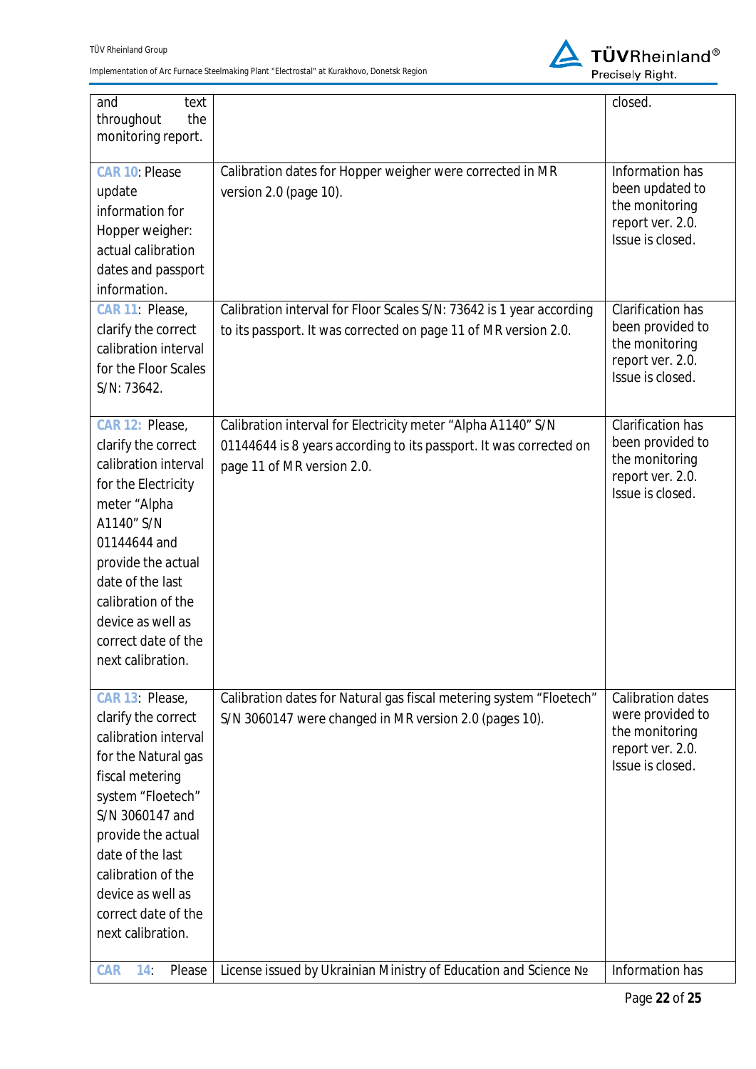| | | |
|---|---|---|
| and text throughout the monitoring report. | | closed. |
| CAR 10: Please update information for Hopper weigher: actual calibration dates and passport information. | Calibration dates for Hopper weigher were corrected in MR version 2.0 (page 10). | Information has been updated to the monitoring report ver. 2.0. Issue is closed. |
| CAR 11: Please, clarify the correct calibration interval for the Floor Scales S/N: 73642. | Calibration interval for Floor Scales S/N: 73642 is 1 year according to its passport. It was corrected on page 11 of MR version 2.0. | Clarification has been provided to the monitoring report ver. 2.0. Issue is closed. |
| CAR 12: Please, clarify the correct calibration interval for the Electricity meter "Alpha A1140" S/N 01144644 and provide the actual date of the last calibration of the device as well as correct date of the next calibration. | Calibration interval for Electricity meter "Alpha A1140" S/N 01144644 is 8 years according to its passport. It was corrected on page 11 of MR version 2.0. | Clarification has been provided to the monitoring report ver. 2.0. Issue is closed. |
| CAR 13: Please, clarify the correct calibration interval for the Natural gas fiscal metering system "Floetech" S/N 3060147 and provide the actual date of the last calibration of the device as well as correct date of the next calibration. | Calibration dates for Natural gas fiscal metering system "Floetech" S/N 3060147 were changed in MR version 2.0 (pages 10). | Calibration dates were provided to the monitoring report ver. 2.0. Issue is closed. |
| CAR 14: Please | License issued by Ukrainian Ministry of Education and Science № | Information has |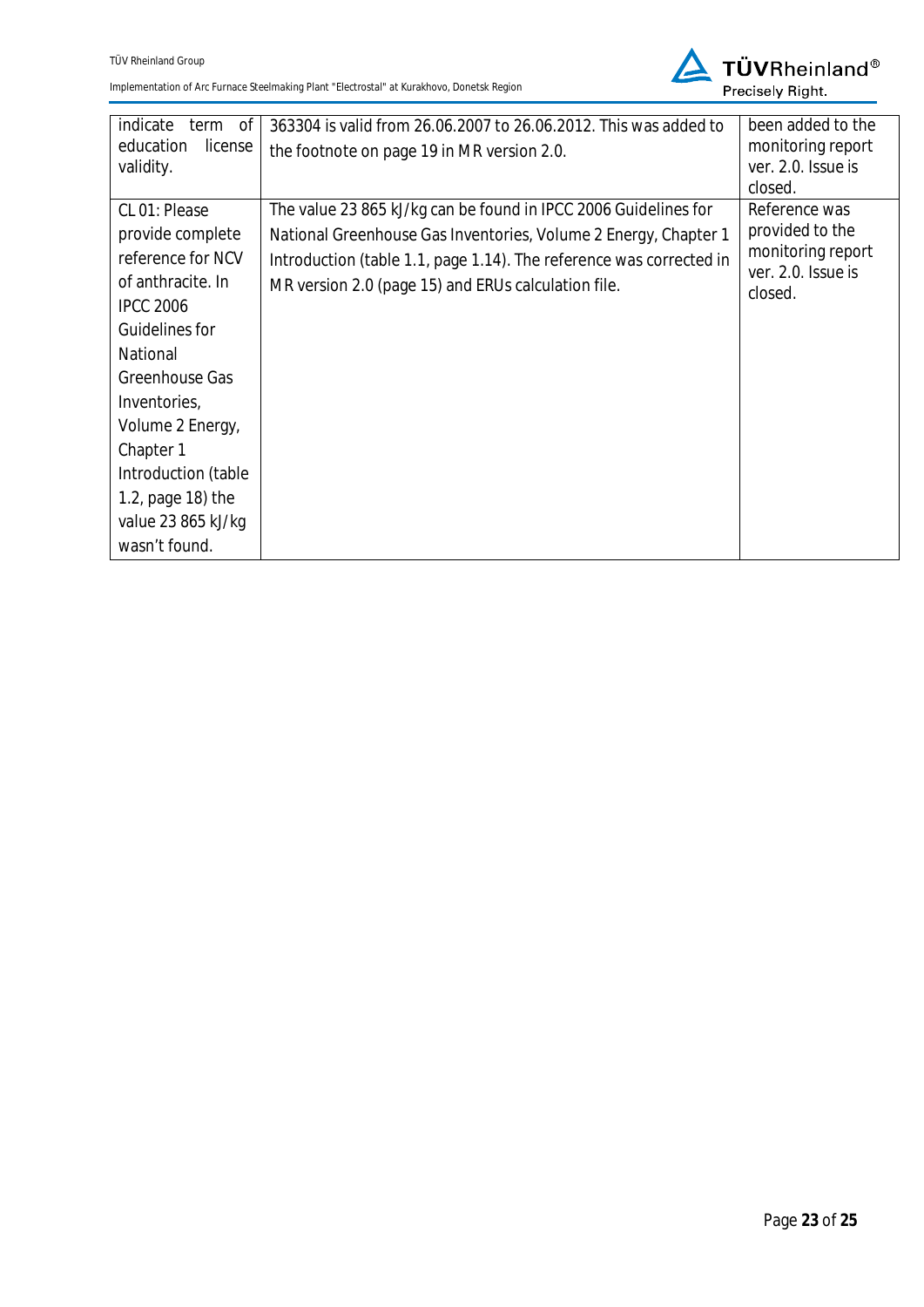| | | |
|---|---|---|
| indicate term of education license validity. | 363304 is valid from 26.06.2007 to 26.06.2012. This was added to the footnote on page 19 in MR version 2.0. | been added to the monitoring report ver. 2.0. Issue is closed. |
| CL 01: Please provide complete reference for NCV of anthracite. In IPCC 2006 Guidelines for National Greenhouse Gas Inventories, Volume 2 Energy, Chapter 1 Introduction (table 1.2, page 18) the value 23 865 kJ/kg wasn't found. | The value 23 865 kJ/kg can be found in IPCC 2006 Guidelines for National Greenhouse Gas Inventories, Volume 2 Energy, Chapter 1 Introduction (table 1.1, page 1.14). The reference was corrected in MR version 2.0 (page 15) and ERUs calculation file. | Reference was provided to the monitoring report ver. 2.0. Issue is closed. |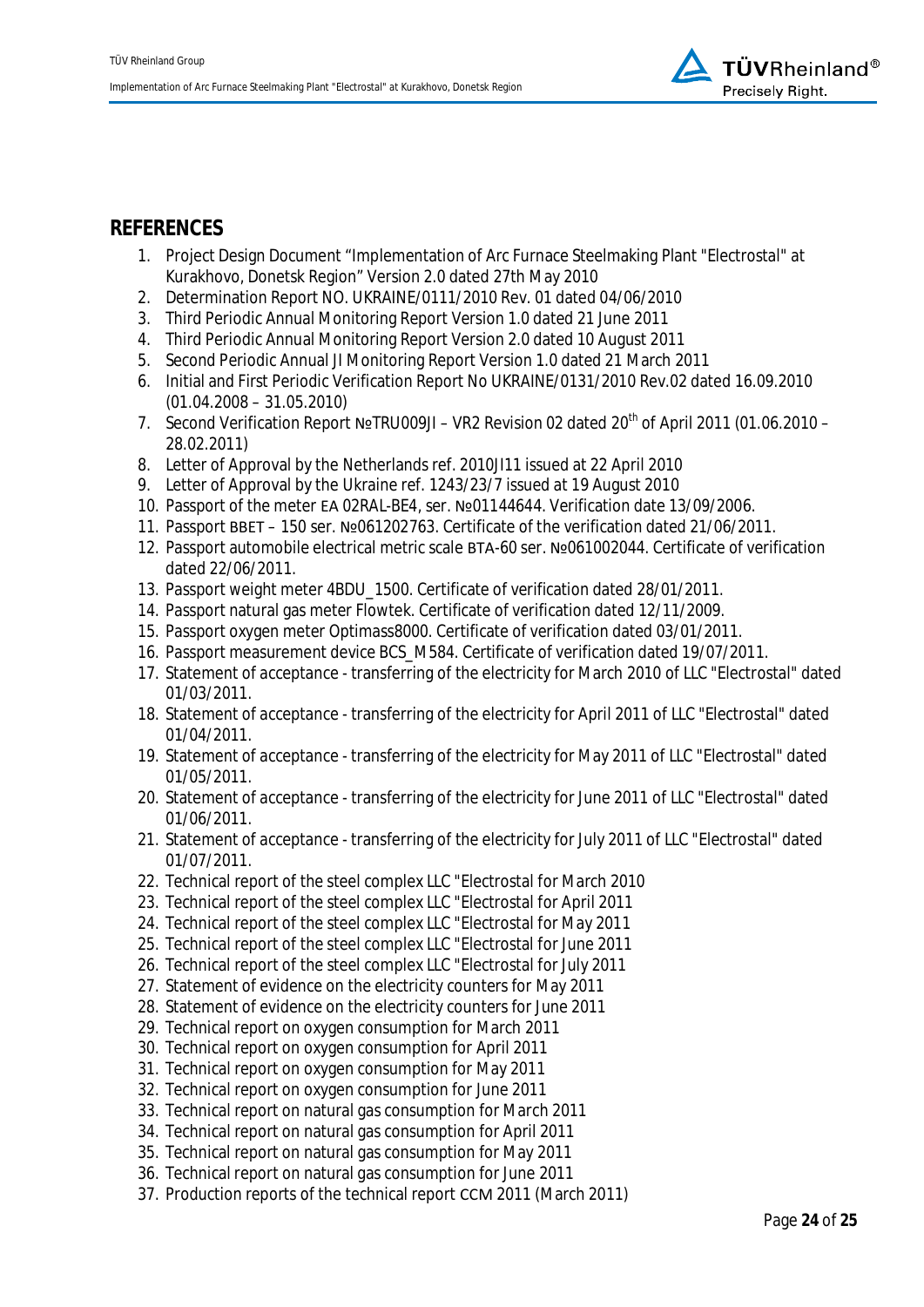## REFERENCES

1. Project Design Document "Implementation of Arc Furnace Steelmaking Plant "Electrostal" at Kurakhovo, Donetsk Region" Version 2.0 dated 27th May 2010
2. Determination Report NO. UKRAINE/0111/2010 Rev. 01 dated 04/06/2010
3. Third Periodic Annual Monitoring Report Version 1.0 dated 21 June 2011
4. Third Periodic Annual Monitoring Report Version 2.0 dated 10 August 2011
5. Second Periodic Annual JI Monitoring Report Version 1.0 dated 21 March 2011
6. Initial and First Periodic Verification Report No UKRAINE/0131/2010 Rev.02 dated 16.09.2010 (01.04.2008 – 31.05.2010)
7. Second Verification Report №TRU009JI – VR2 Revision 02 dated 20th of April 2011 (01.06.2010 – 28.02.2011)
8. Letter of Approval by the Netherlands ref. 2010JI11 issued at 22 April 2010
9. Letter of Approval by the Ukraine ref. 1243/23/7 issued at 19 August 2010
10. Passport of the meter ЕА 02RAL-BE4, ser. №01144644. Verification date 13/09/2006.
11. Passport ВВЕТ – 150 ser. №061202763. Certificate of the verification dated 21/06/2011.
12. Passport automobile electrical metric scale ВТА-60 ser. №061002044. Certificate of verification dated 22/06/2011.
13. Passport weight meter 4BDU_1500. Certificate of verification dated 28/01/2011.
14. Passport natural gas meter Flowtek. Certificate of verification dated 12/11/2009.
15. Passport oxygen meter Optimass8000. Certificate of verification dated 03/01/2011.
16. Passport measurement device BCS_M584. Certificate of verification dated 19/07/2011.
17. Statement of acceptance - transferring of the electricity for March 2010 of LLC "Electrostal" dated 01/03/2011.
18. Statement of acceptance - transferring of the electricity for April 2011 of LLC "Electrostal" dated 01/04/2011.
19. Statement of acceptance - transferring of the electricity for May 2011 of LLC "Electrostal" dated 01/05/2011.
20. Statement of acceptance - transferring of the electricity for June 2011 of LLC "Electrostal" dated 01/06/2011.
21. Statement of acceptance - transferring of the electricity for July 2011 of LLC "Electrostal" dated 01/07/2011.
22. Technical report of the steel complex LLC "Electrostal for March 2010
23. Technical report of the steel complex LLC "Electrostal for April 2011
24. Technical report of the steel complex LLC "Electrostal for May 2011
25. Technical report of the steel complex LLC "Electrostal for June 2011
26. Technical report of the steel complex LLC "Electrostal for July 2011
27. Statement of evidence on the electricity counters for May 2011
28. Statement of evidence on the electricity counters for June 2011
29. Technical report on oxygen consumption for March 2011
30. Technical report on oxygen consumption for April 2011
31. Technical report on oxygen consumption for May 2011
32. Technical report on oxygen consumption for June 2011
33. Technical report on natural gas consumption for March 2011
34. Technical report on natural gas consumption for April 2011
35. Technical report on natural gas consumption for May 2011
36. Technical report on natural gas consumption for June 2011
37. Production reports of the technical report ССМ 2011 (March 2011)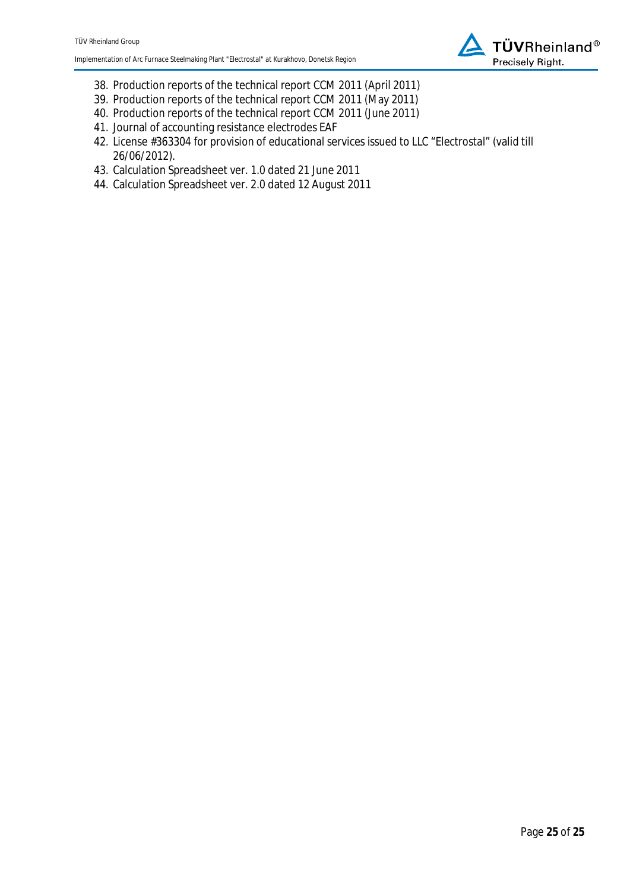38. Production reports of the technical report CCM 2011 (April 2011)
39. Production reports of the technical report CCM 2011 (May 2011)
40. Production reports of the technical report CCM 2011 (June 2011)
41. Journal of accounting resistance electrodes EAF
42. License #363304 for provision of educational services issued to LLC "Electrostal" (valid till 26/06/2012).
43. Calculation Spreadsheet ver. 1.0 dated 21 June 2011
44. Calculation Spreadsheet ver. 2.0 dated 12 August 2011